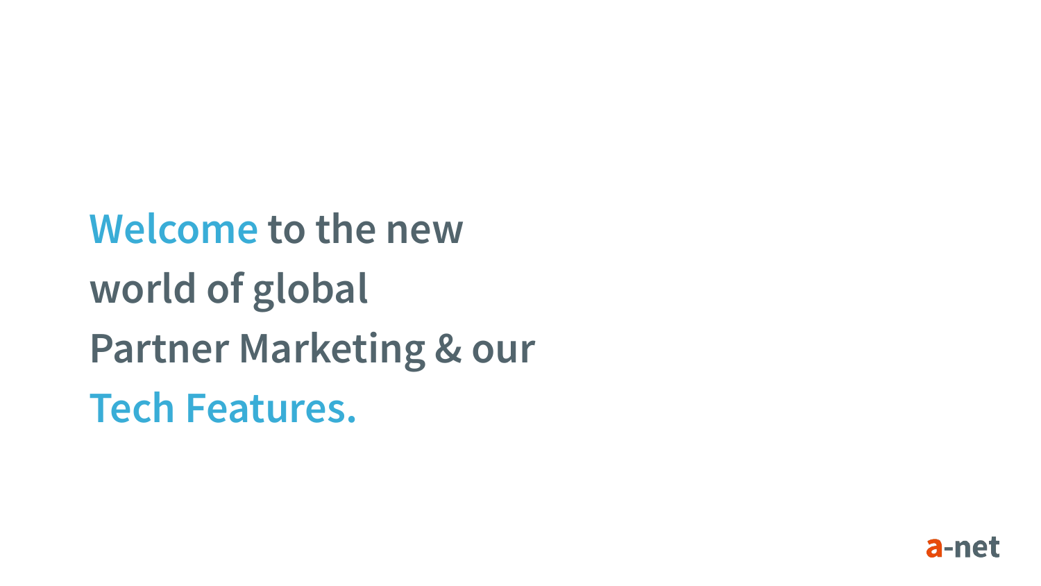# Welcome to the new world of global Partner Marketing & our Tech Features.

a-net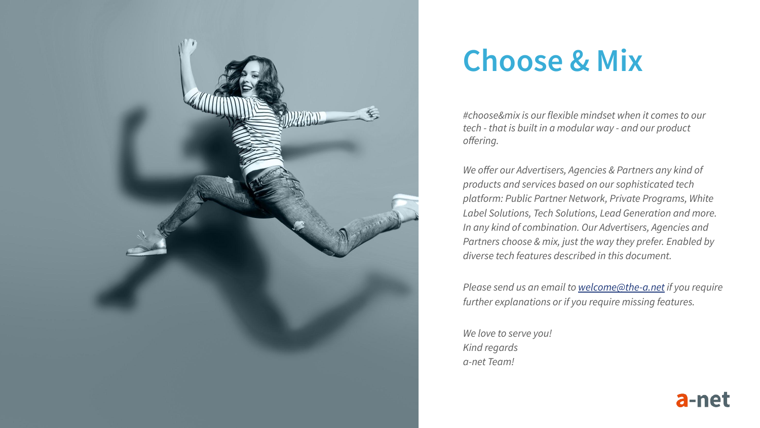# Choose & Mix

*#choose&mix is our flexible mindset when it comes to our tech - that is built in a modular way - and our product offering.*

*We offer our Advertisers, Agencies & Partners any kind of products and services based on our sophisticated tech platform: Public Partner Network, Private Programs, White Label Solutions, Tech Solutions, Lead Generation and more. In any kind of combination. Our Advertisers, Agencies and Partners choose & mix, just the way they prefer. Enabled by diverse tech features described in this document.*

*Please send us an email to [welcome@the-a.net](mailto:welcome@the-a.net) if you require further explanations or if you require missing features.*

*We love to serve you!*
*Kind regards*
*a-net Team!*

a-net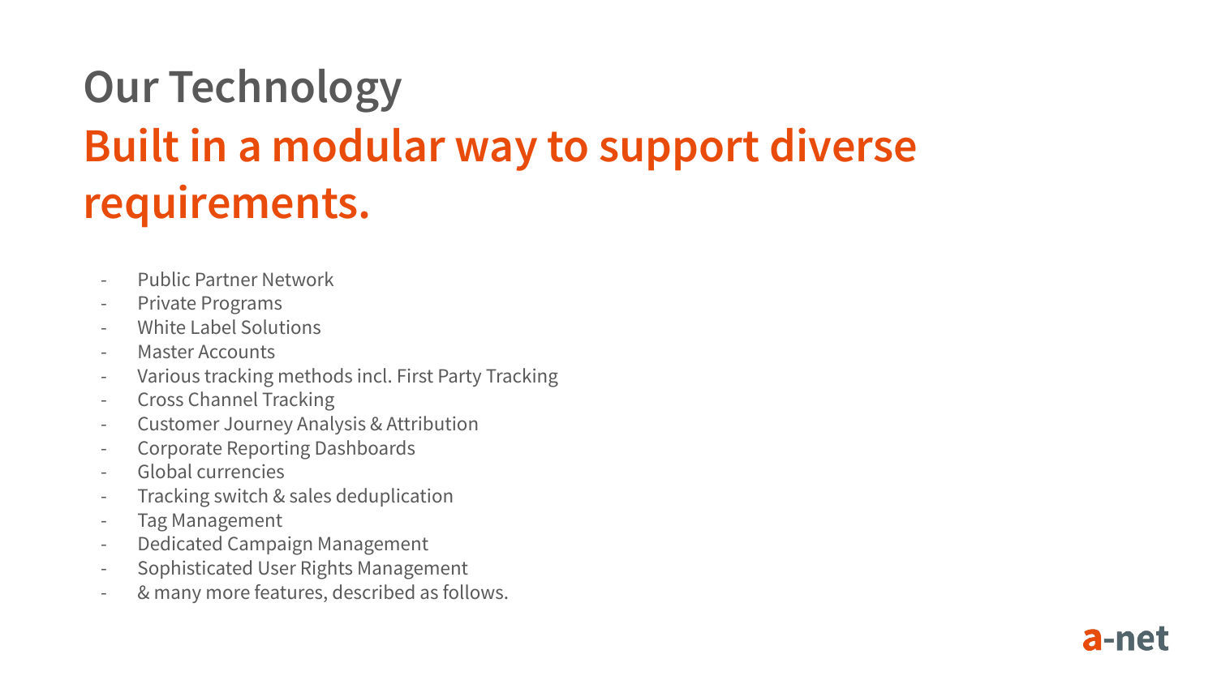# Our Technology

## Built in a modular way to support diverse requirements.

- Public Partner Network
- Private Programs
- White Label Solutions
- Master Accounts
- Various tracking methods incl. First Party Tracking
- Cross Channel Tracking
- Customer Journey Analysis & Attribution
- Corporate Reporting Dashboards
- Global currencies
- Tracking switch & sales deduplication
- Tag Management
- Dedicated Campaign Management
- Sophisticated User Rights Management
- & many more features, described as follows.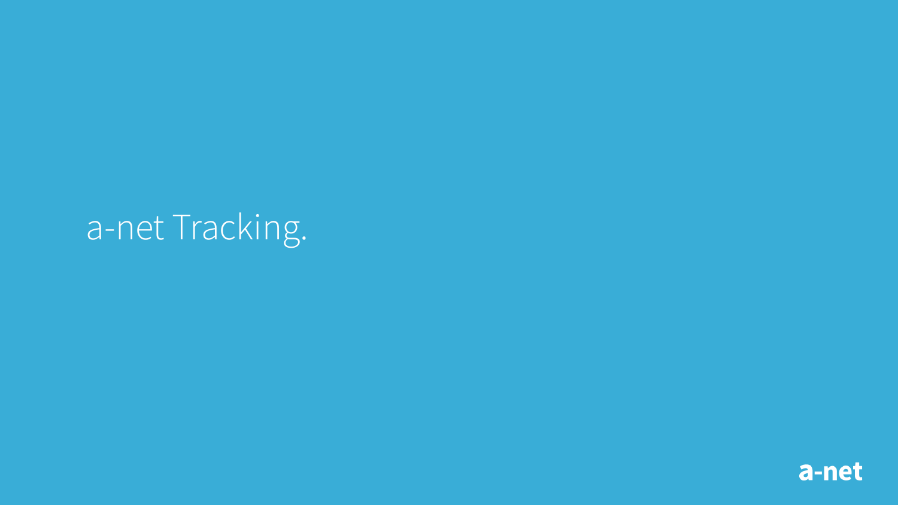# a-net Tracking.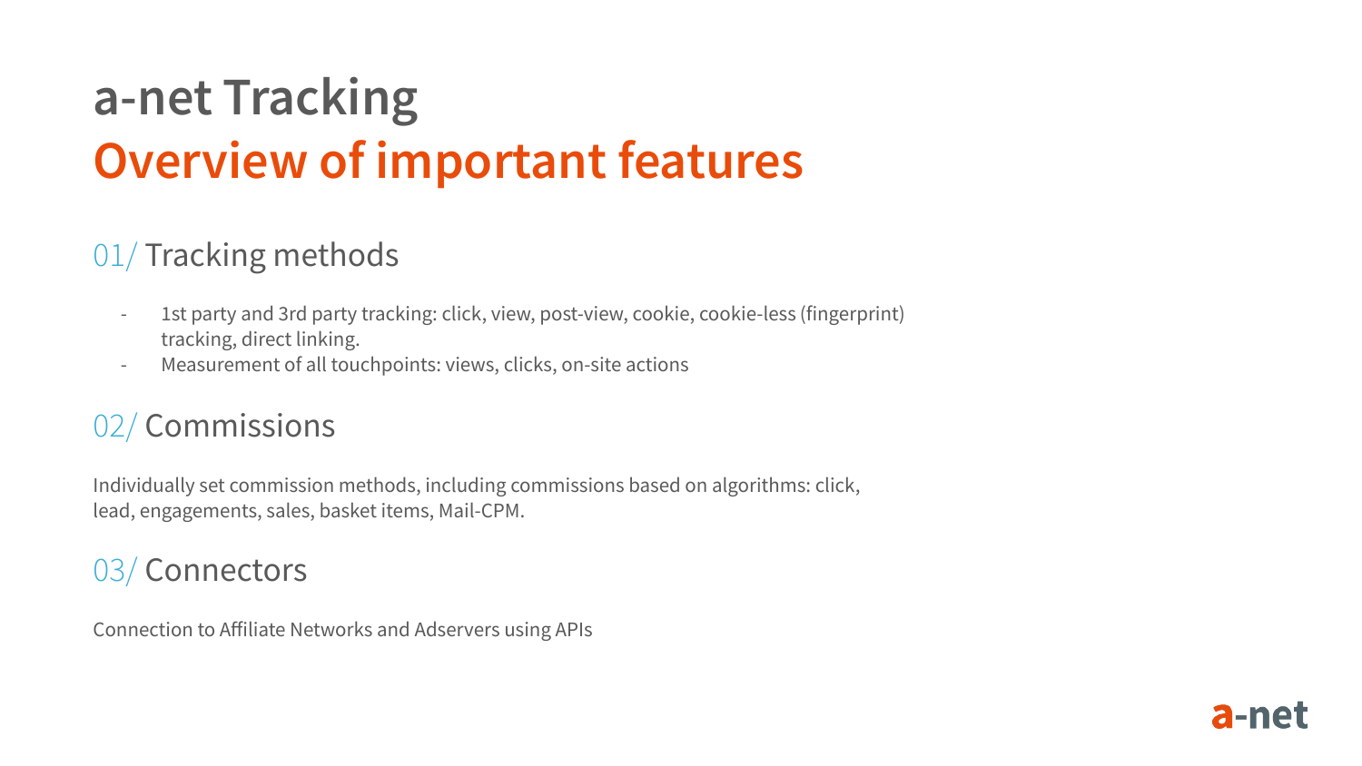# a-net Tracking
## Overview of important features

### 01/ Tracking methods

- 1st party and 3rd party tracking: click, view, post-view, cookie, cookie-less (fingerprint) tracking, direct linking.
- Measurement of all touchpoints: views, clicks, on-site actions

### 02/ Commissions

Individually set commission methods, including commissions based on algorithms: click, lead, engagements, sales, basket items, Mail-CPM.

### 03/ Connectors

Connection to Affiliate Networks and Adservers using APIs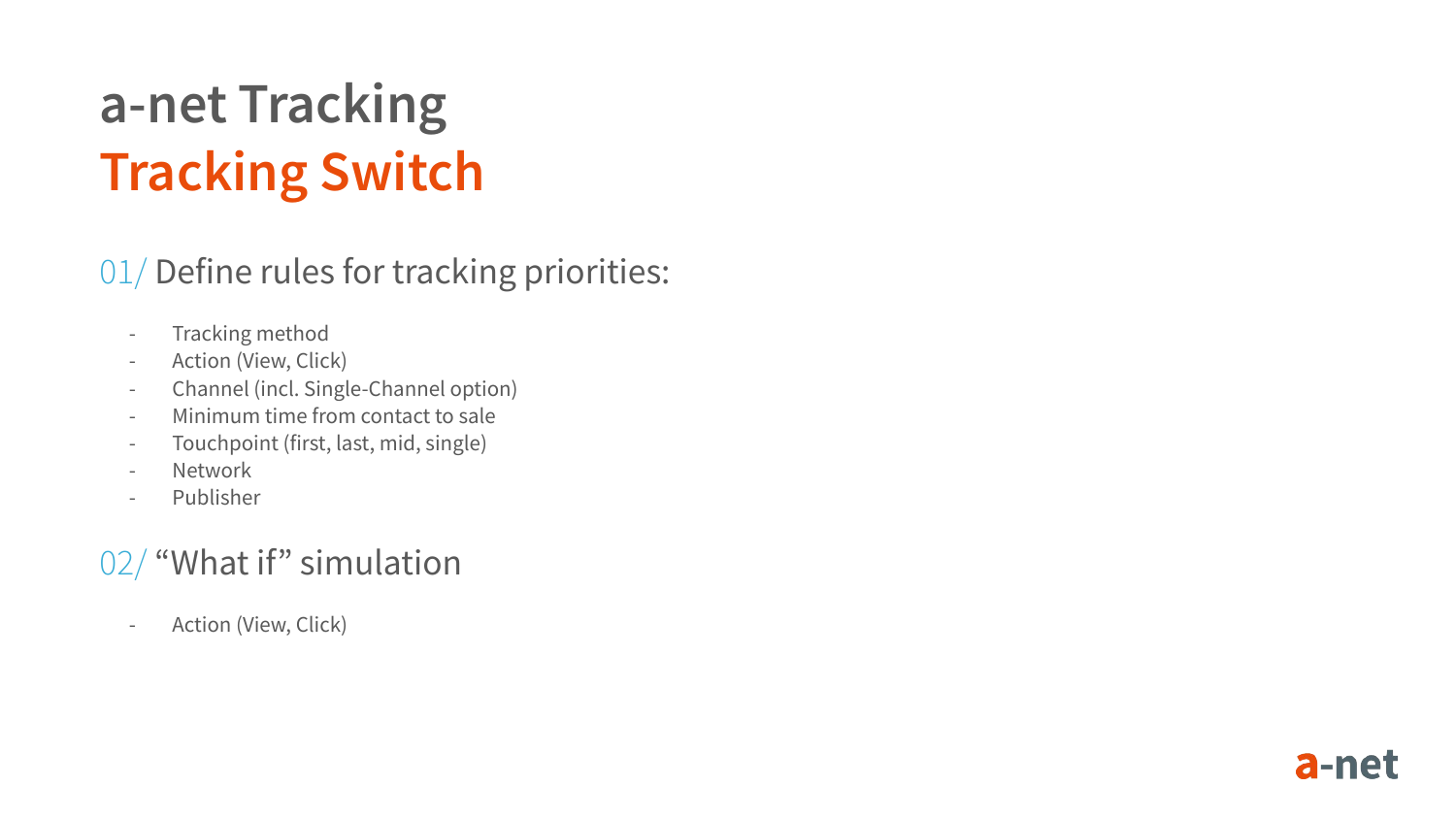# a-net Tracking
## Tracking Switch

01/ Define rules for tracking priorities:

- Tracking method
- Action (View, Click)
- Channel (incl. Single-Channel option)
- Minimum time from contact to sale
- Touchpoint (first, last, mid, single)
- Network
- Publisher

02/ "What if" simulation

- Action (View, Click)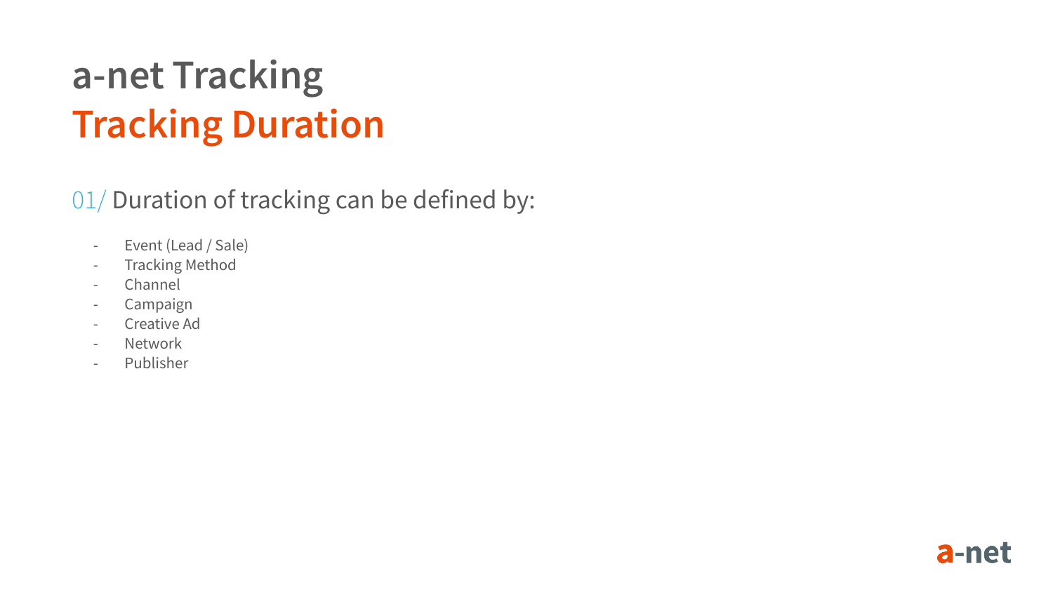# a-net Tracking
## Tracking Duration

01/ Duration of tracking can be defined by:

- Event (Lead / Sale)
- Tracking Method
- Channel
- Campaign
- Creative Ad
- Network
- Publisher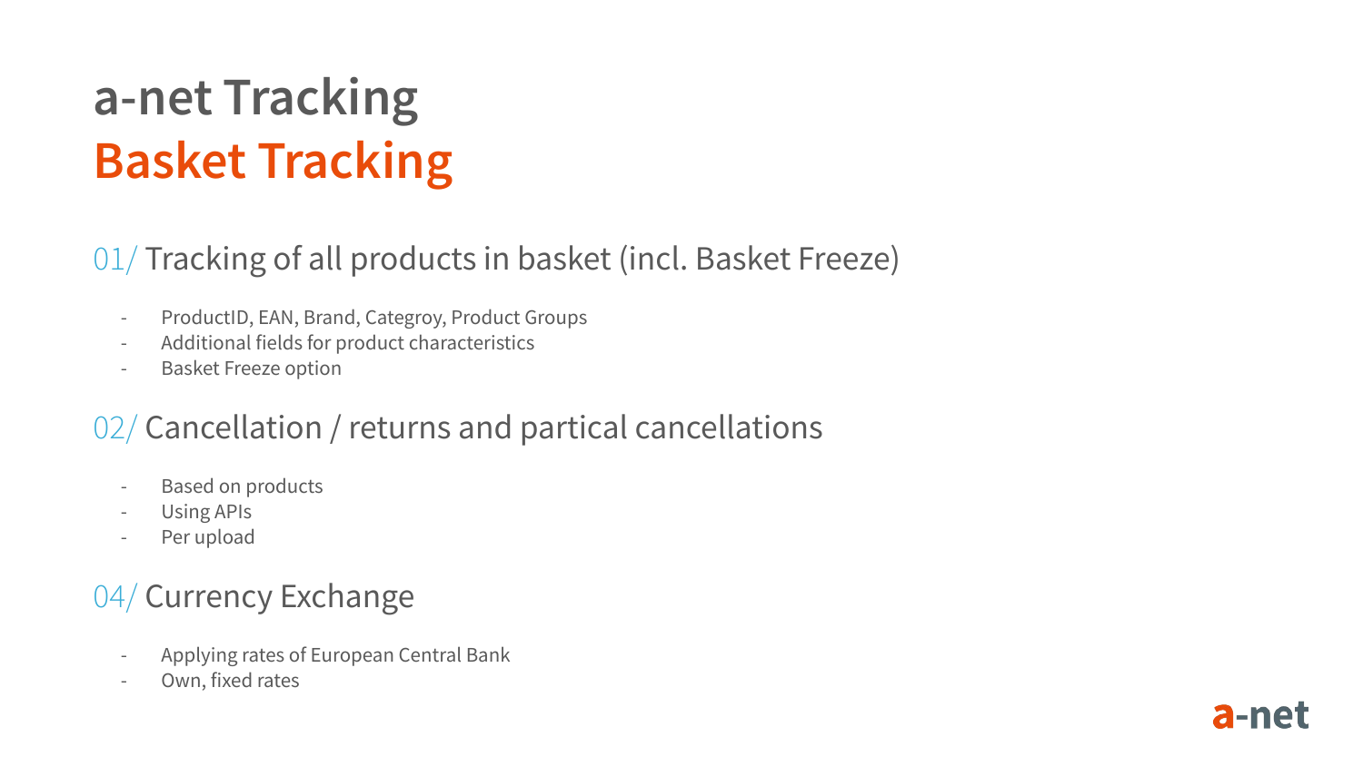# a-net Tracking
# Basket Tracking

## 01/ Tracking of all products in basket (incl. Basket Freeze)

- ProductID, EAN, Brand, Categroy, Product Groups
- Additional fields for product characteristics
- Basket Freeze option

## 02/ Cancellation / returns and partical cancellations

- Based on products
- Using APIs
- Per upload

## 04/ Currency Exchange

- Applying rates of European Central Bank
- Own, fixed rates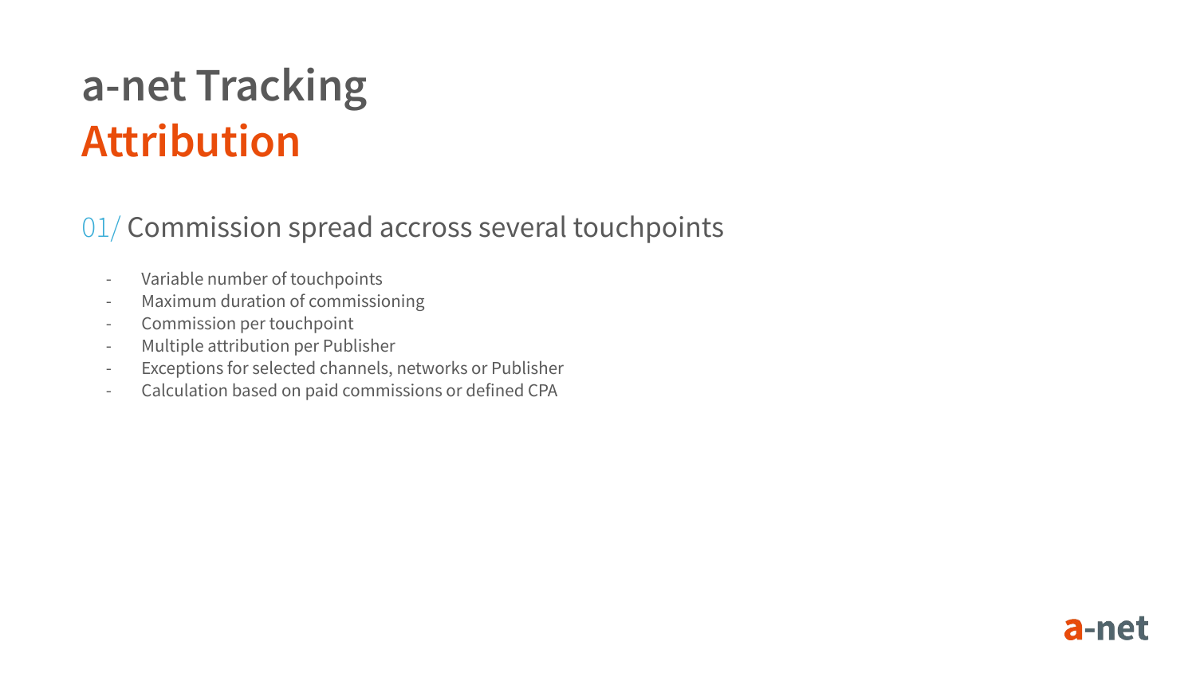# a-net Tracking
# Attribution

## 01/ Commission spread accross several touchpoints

- Variable number of touchpoints
- Maximum duration of commissioning
- Commission per touchpoint
- Multiple attribution per Publisher
- Exceptions for selected channels, networks or Publisher
- Calculation based on paid commissions or defined CPA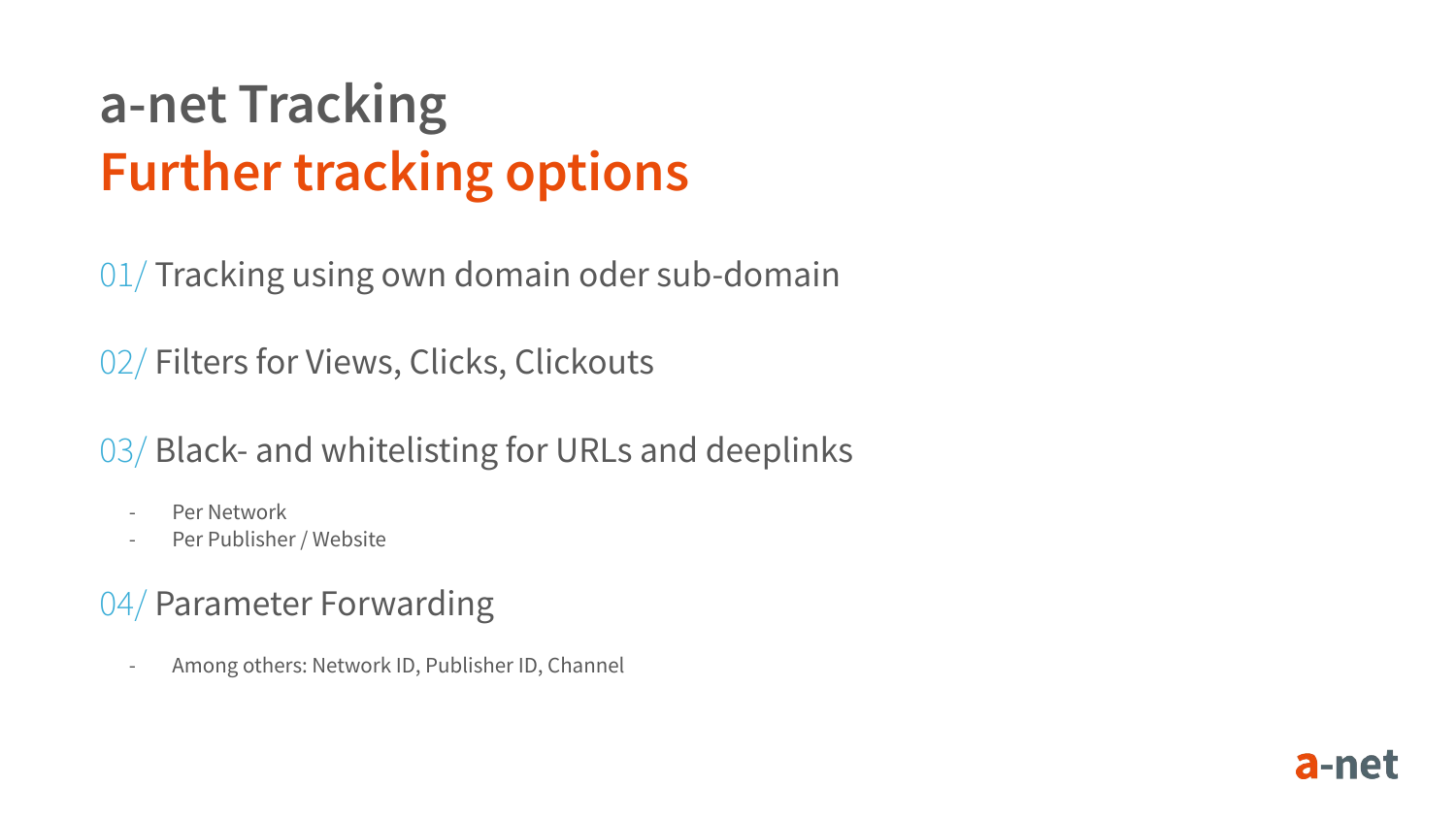# a-net Tracking
## Further tracking options

01/ Tracking using own domain oder sub-domain

02/ Filters for Views, Clicks, Clickouts

03/ Black- and whitelisting for URLs and deeplinks

- Per Network
- Per Publisher / Website

04/ Parameter Forwarding

- Among others: Network ID, Publisher ID, Channel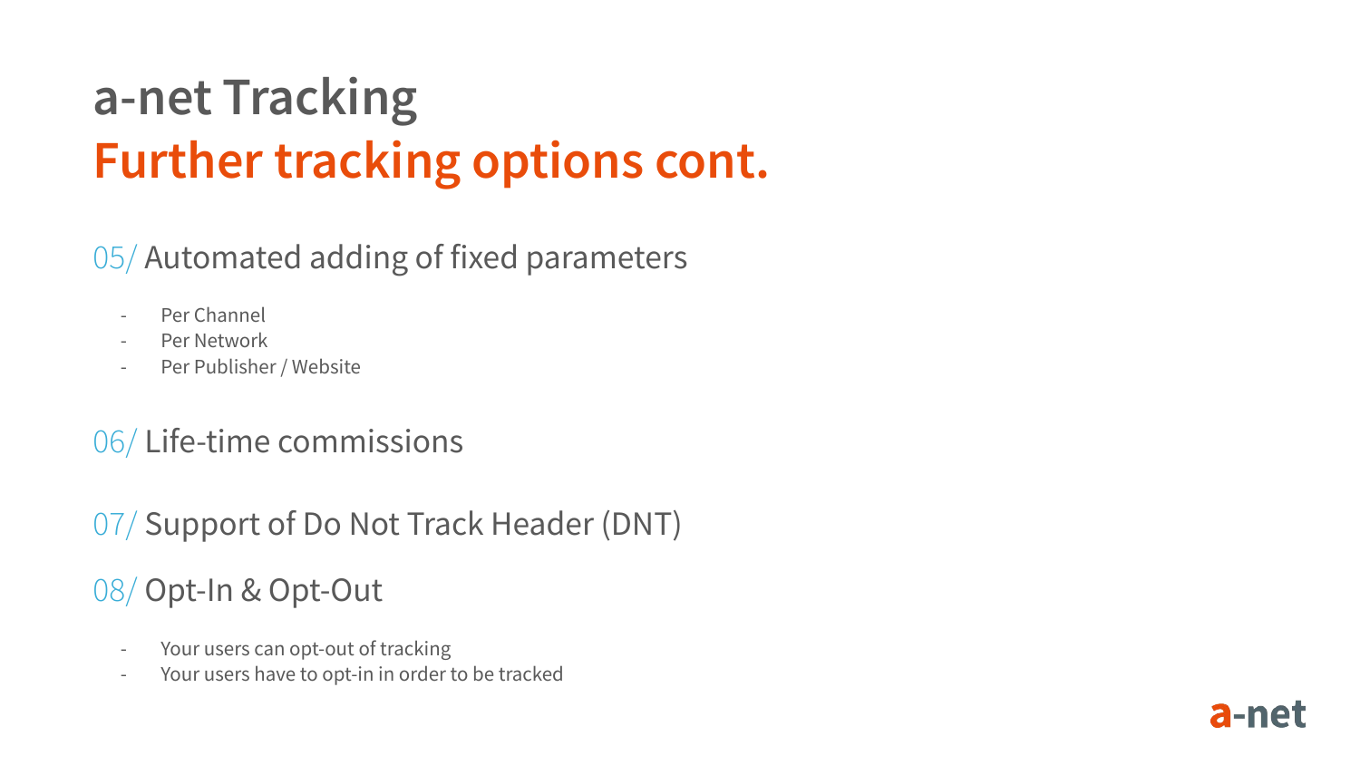# a-net Tracking
## Further tracking options cont.

### 05/ Automated adding of fixed parameters

- Per Channel
- Per Network
- Per Publisher / Website

### 06/ Life-time commissions

### 07/ Support of Do Not Track Header (DNT)

### 08/ Opt-In & Opt-Out

- Your users can opt-out of tracking
- Your users have to opt-in in order to be tracked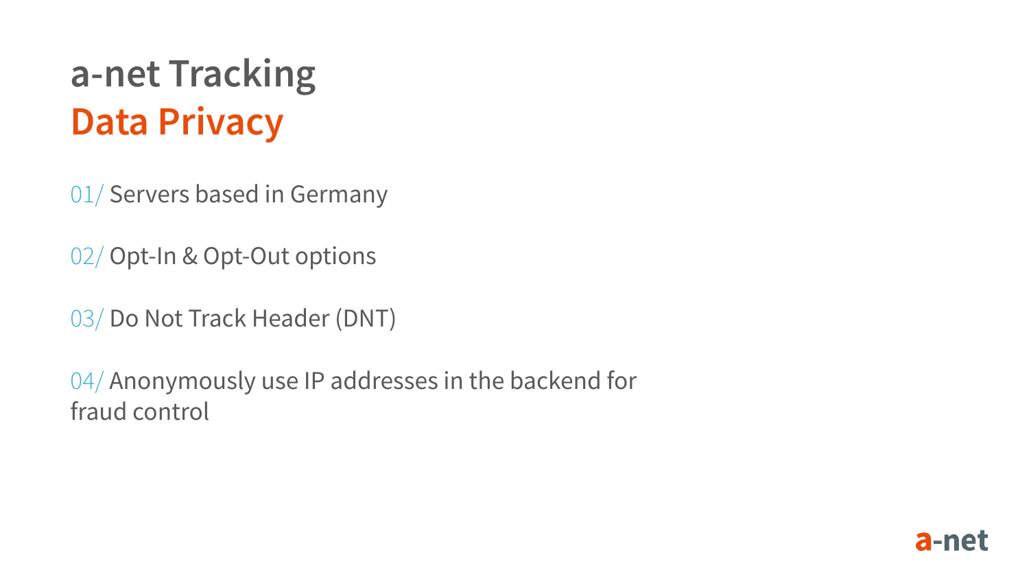# a-net Tracking
## Data Privacy

01/ Servers based in Germany

02/ Opt-In & Opt-Out options

03/ Do Not Track Header (DNT)

04/ Anonymously use IP addresses in the backend for fraud control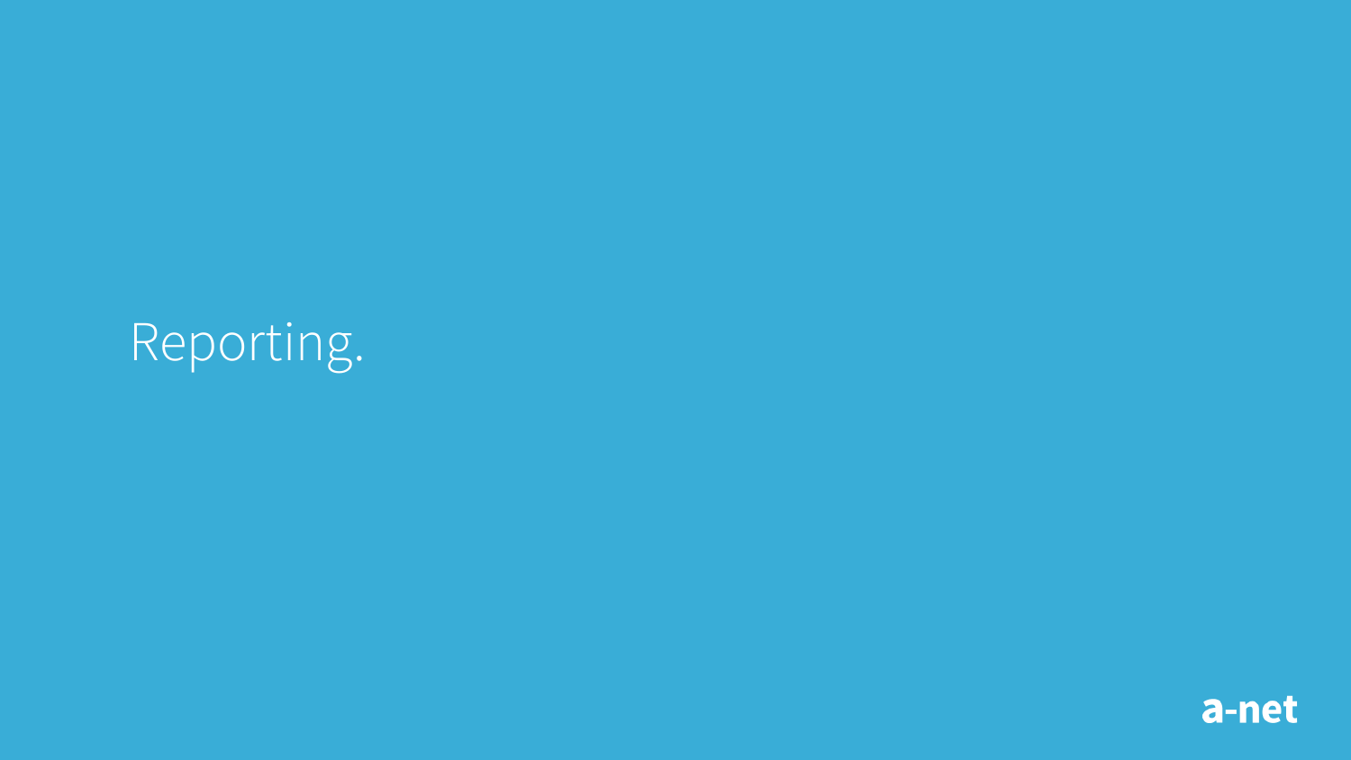# Reporting.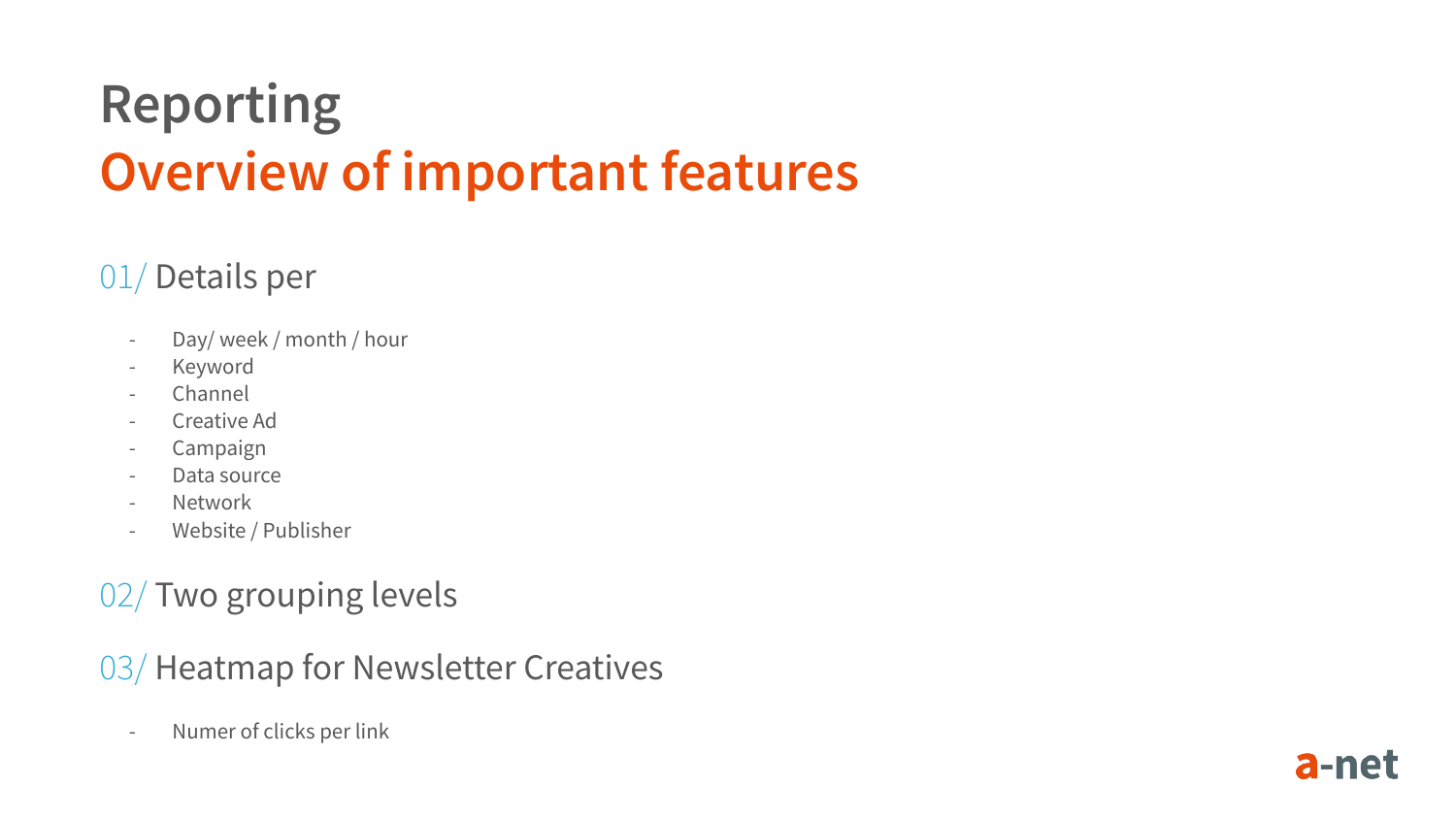# Reporting
## Overview of important features

### 01/ Details per

- Day/ week / month / hour
- Keyword
- Channel
- Creative Ad
- Campaign
- Data source
- Network
- Website / Publisher

### 02/ Two grouping levels

### 03/ Heatmap for Newsletter Creatives

- Numer of clicks per link

a-net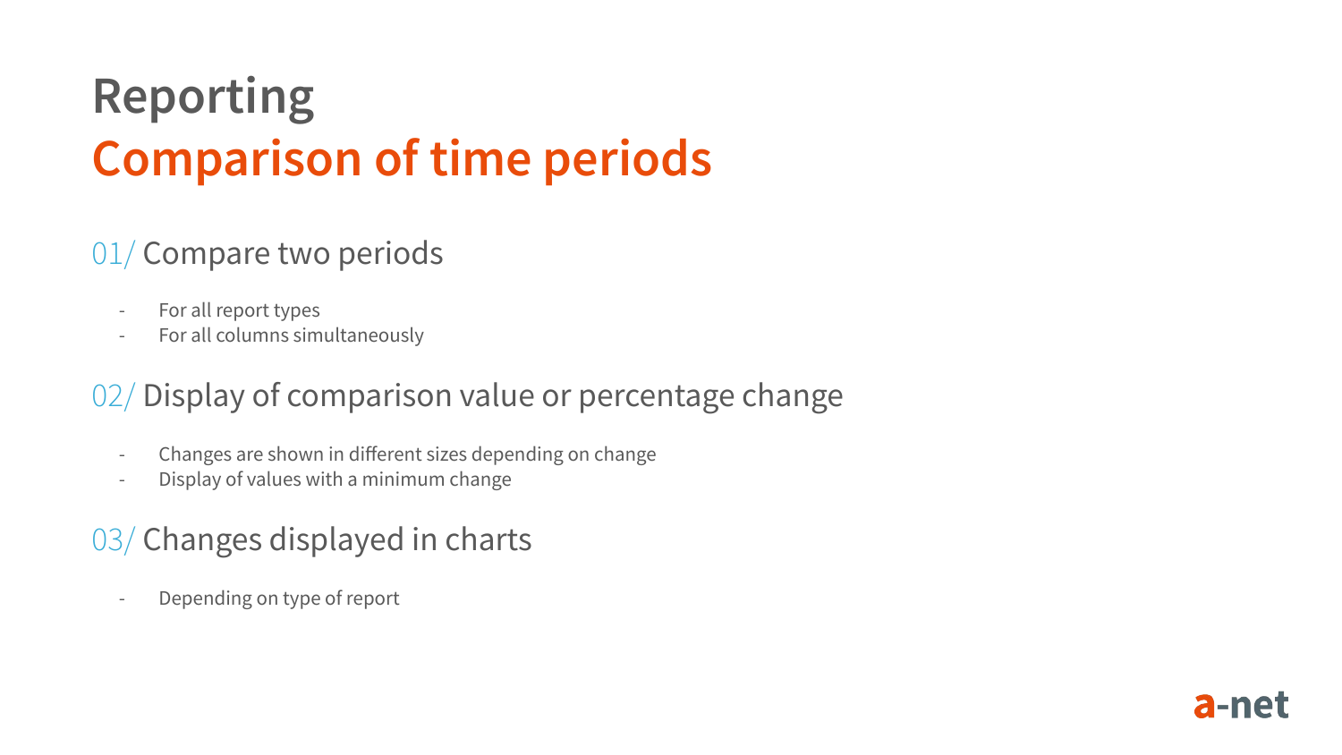# Reporting
# Comparison of time periods

## 01/ Compare two periods

- For all report types
- For all columns simultaneously

## 02/ Display of comparison value or percentage change

- Changes are shown in different sizes depending on change
- Display of values with a minimum change

## 03/ Changes displayed in charts

- Depending on type of report

a-net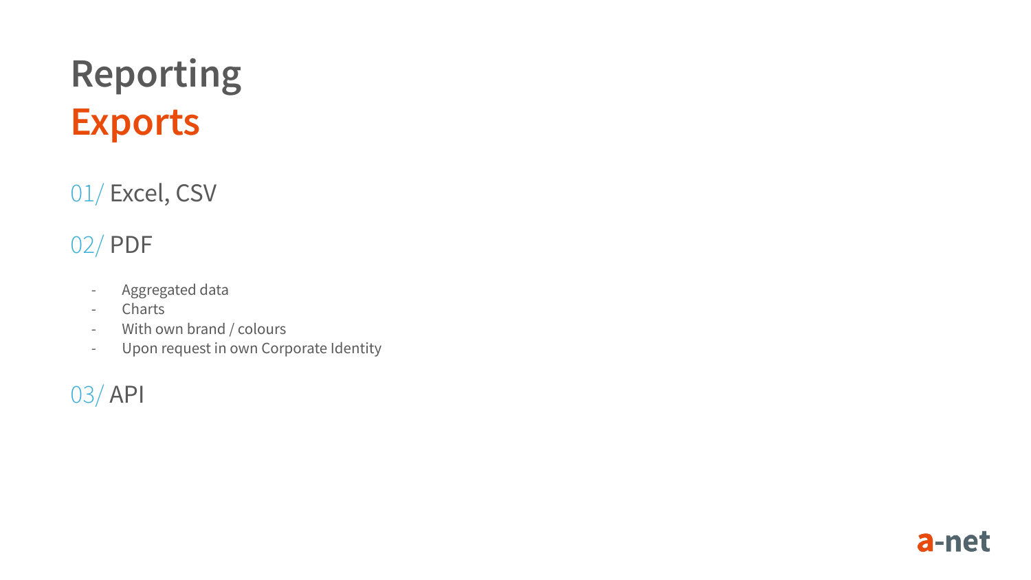# Reporting
# Exports

01/ Excel, CSV

02/ PDF

- Aggregated data
- Charts
- With own brand / colours
- Upon request in own Corporate Identity

03/ API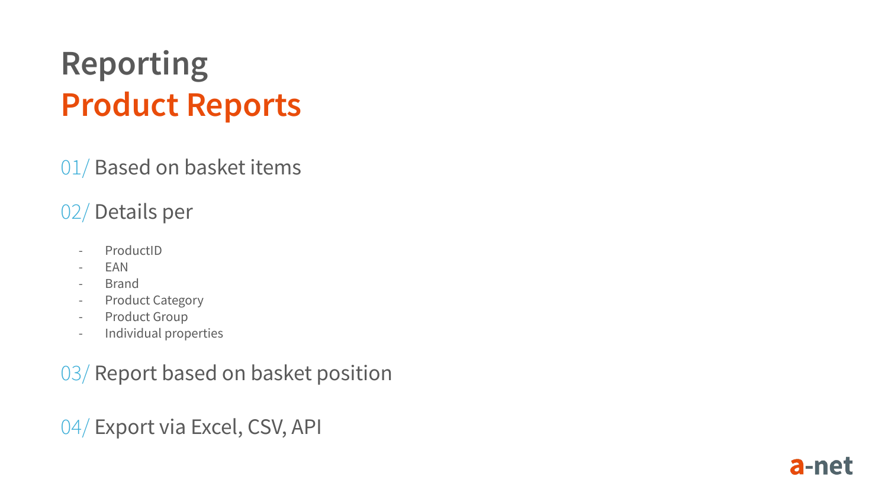# Reporting
## Product Reports

01/ Based on basket items

02/ Details per

- ProductID
- EAN
- Brand
- Product Category
- Product Group
- Individual properties

03/ Report based on basket position

04/ Export via Excel, CSV, API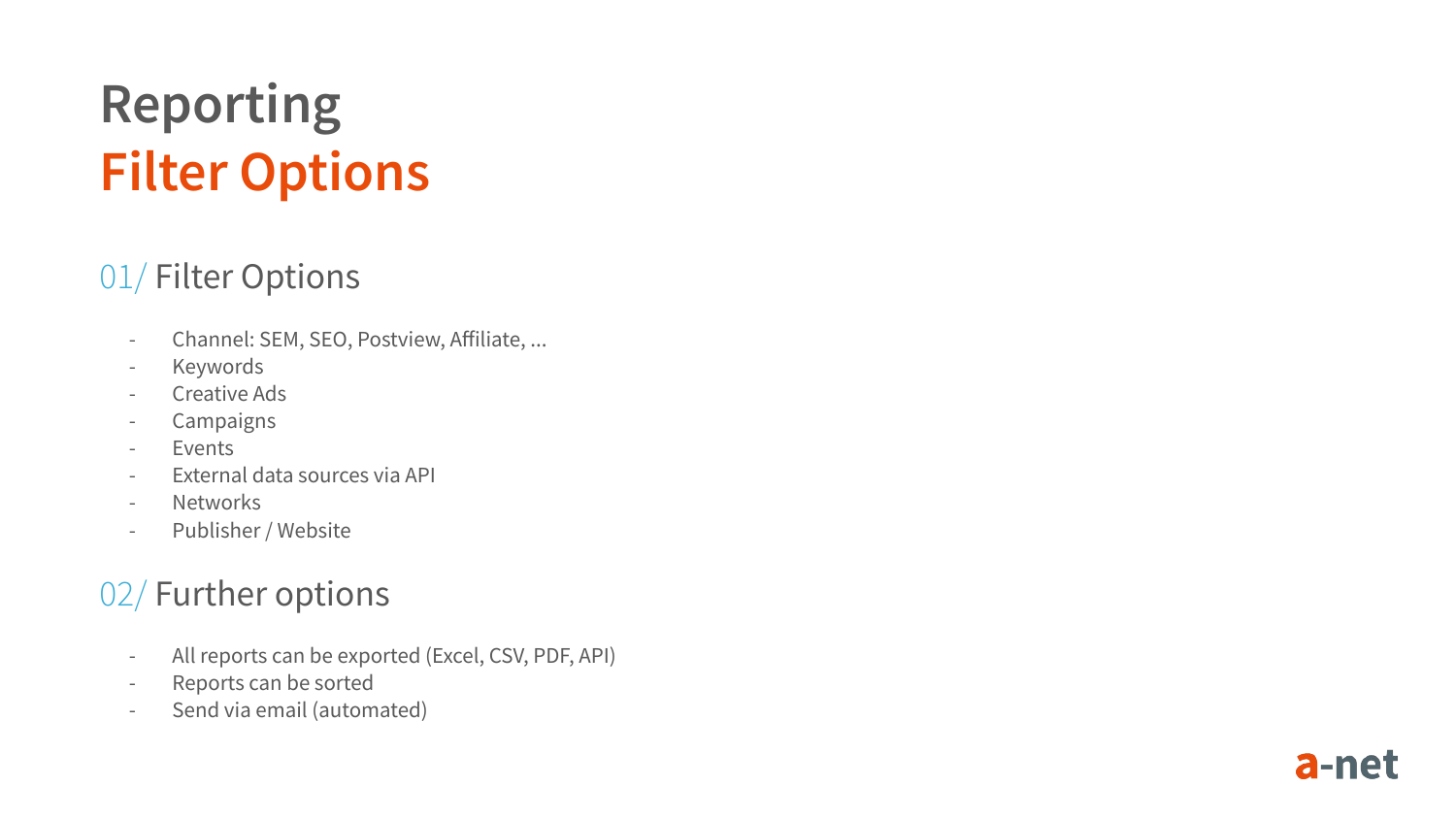# Reporting
# Filter Options

## 01/ Filter Options

- Channel: SEM, SEO, Postview, Affiliate, ...
- Keywords
- Creative Ads
- Campaigns
- Events
- External data sources via API
- Networks
- Publisher / Website

## 02/ Further options

- All reports can be exported (Excel, CSV, PDF, API)
- Reports can be sorted
- Send via email (automated)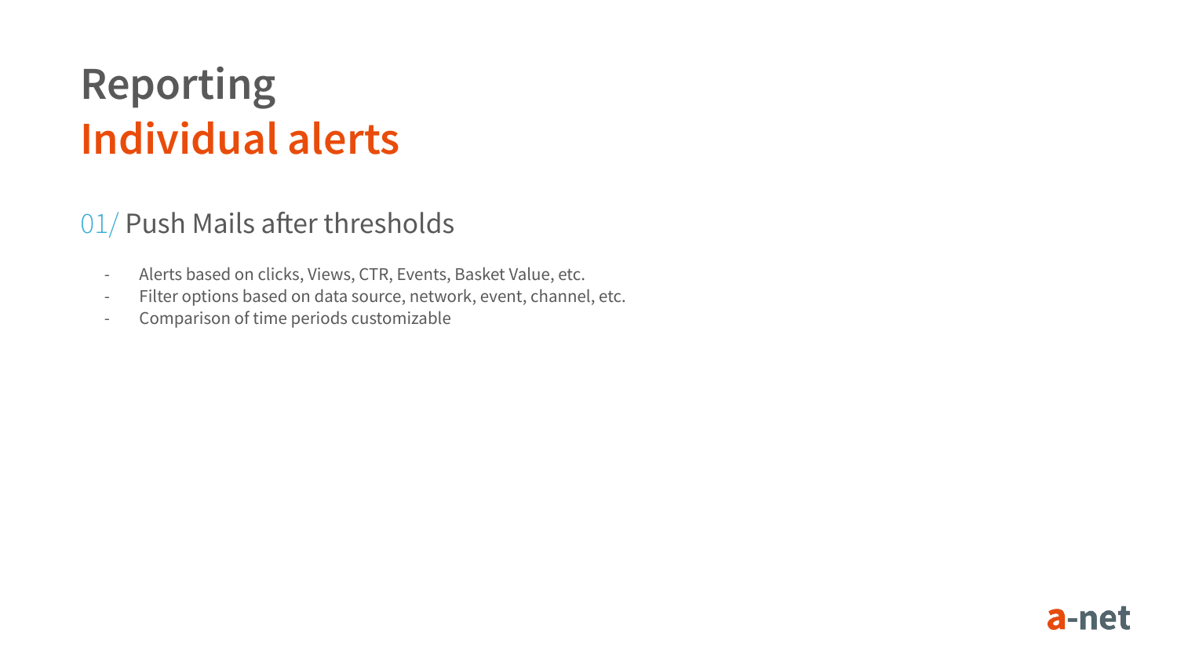# Reporting
# Individual alerts

## 01/ Push Mails after thresholds

- Alerts based on clicks, Views, CTR, Events, Basket Value, etc.
- Filter options based on data source, network, event, channel, etc.
- Comparison of time periods customizable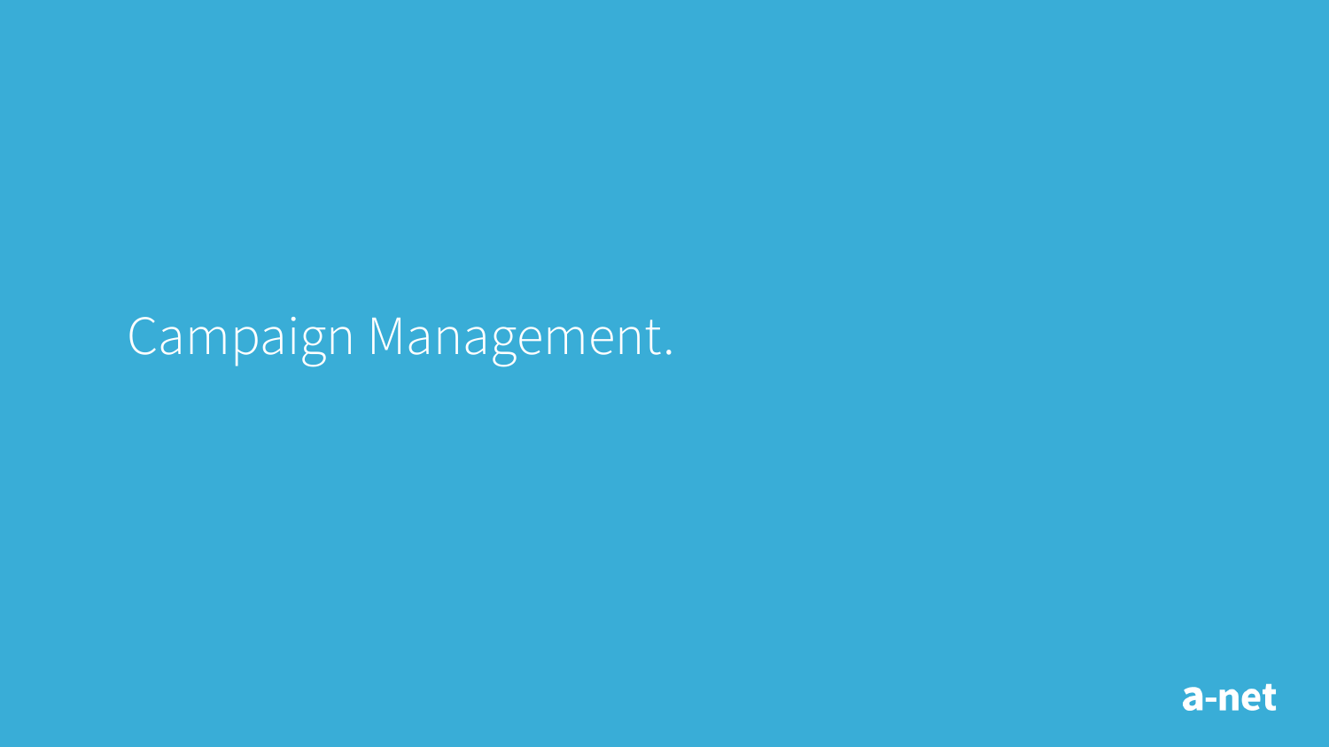# Campaign Management.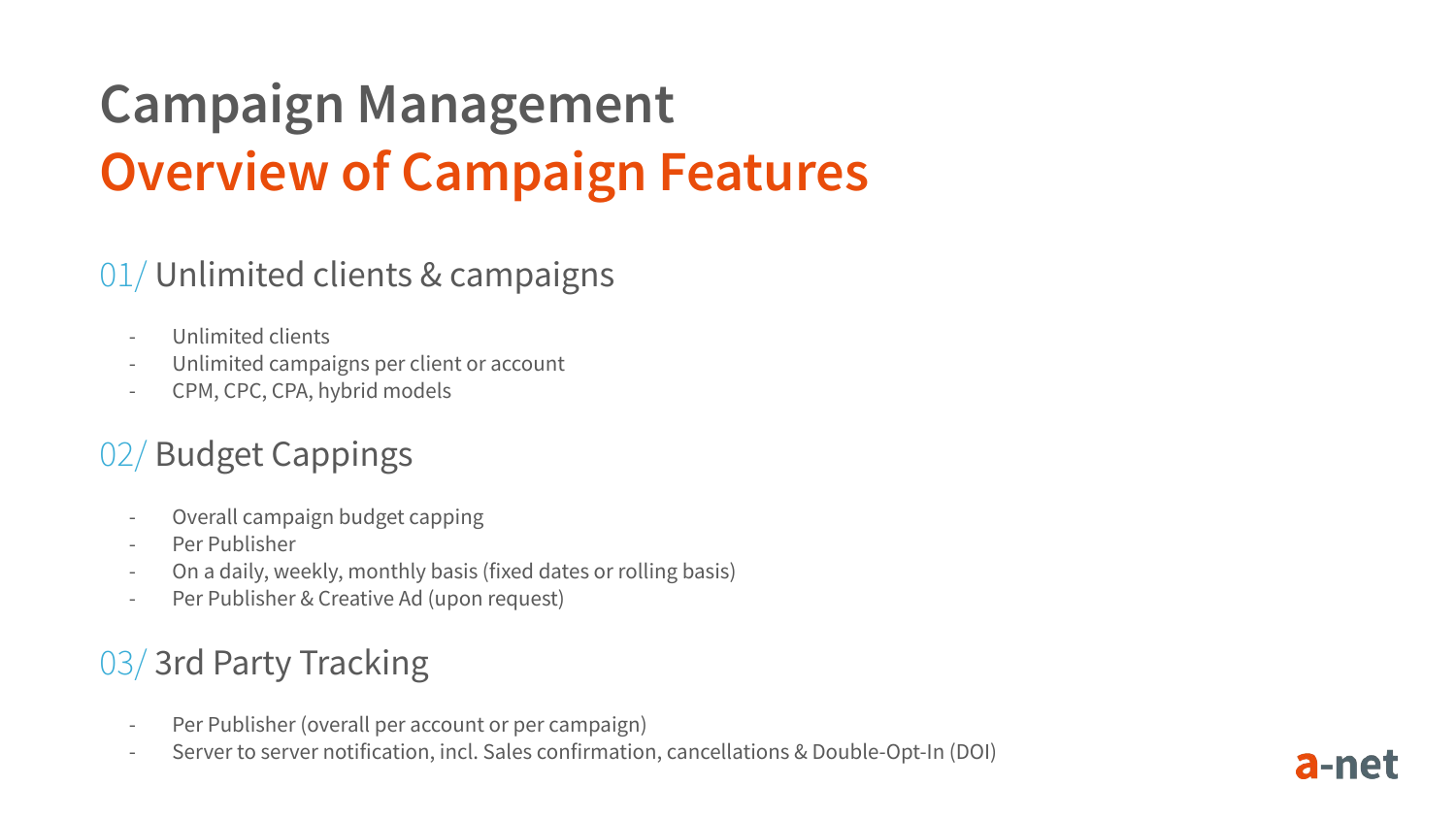# Campaign Management
## Overview of Campaign Features

### 01/ Unlimited clients & campaigns

- Unlimited clients
- Unlimited campaigns per client or account
- CPM, CPC, CPA, hybrid models

### 02/ Budget Cappings

- Overall campaign budget capping
- Per Publisher
- On a daily, weekly, monthly basis (fixed dates or rolling basis)
- Per Publisher & Creative Ad (upon request)

### 03/ 3rd Party Tracking

- Per Publisher (overall per account or per campaign)
- Server to server notification, incl. Sales confirmation, cancellations & Double-Opt-In (DOI)

a-net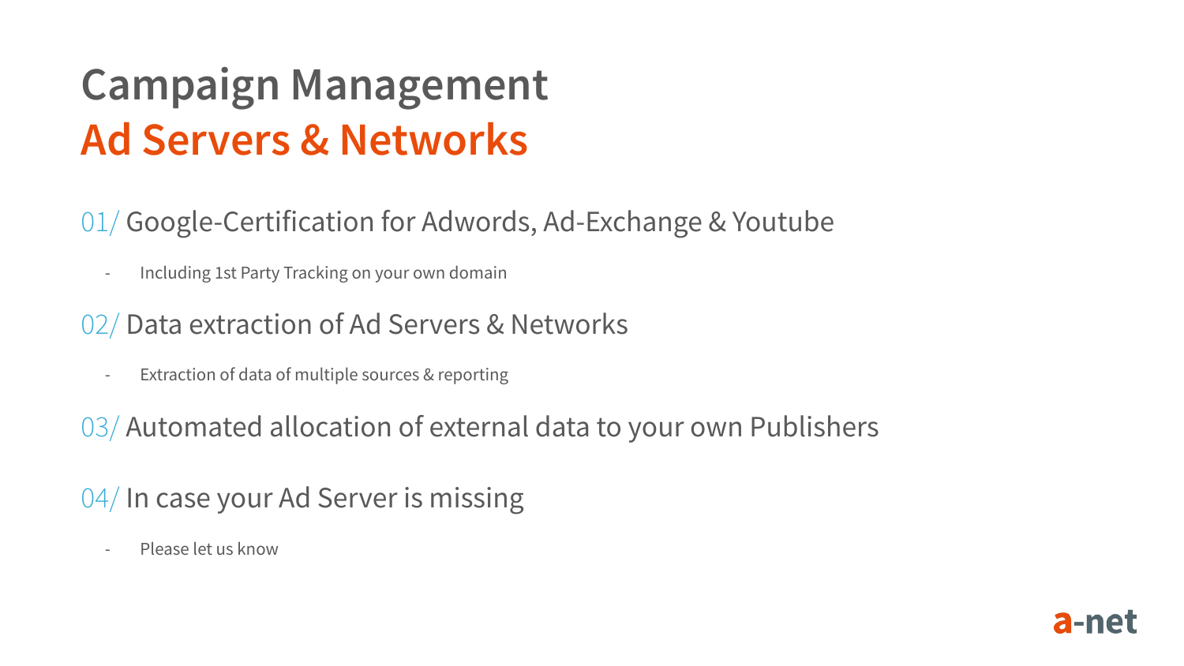# Campaign Management
## Ad Servers & Networks

01/ Google-Certification for Adwords, Ad-Exchange & Youtube

- Including 1st Party Tracking on your own domain

02/ Data extraction of Ad Servers & Networks

- Extraction of data of multiple sources & reporting

03/ Automated allocation of external data to your own Publishers

04/ In case your Ad Server is missing

- Please let us know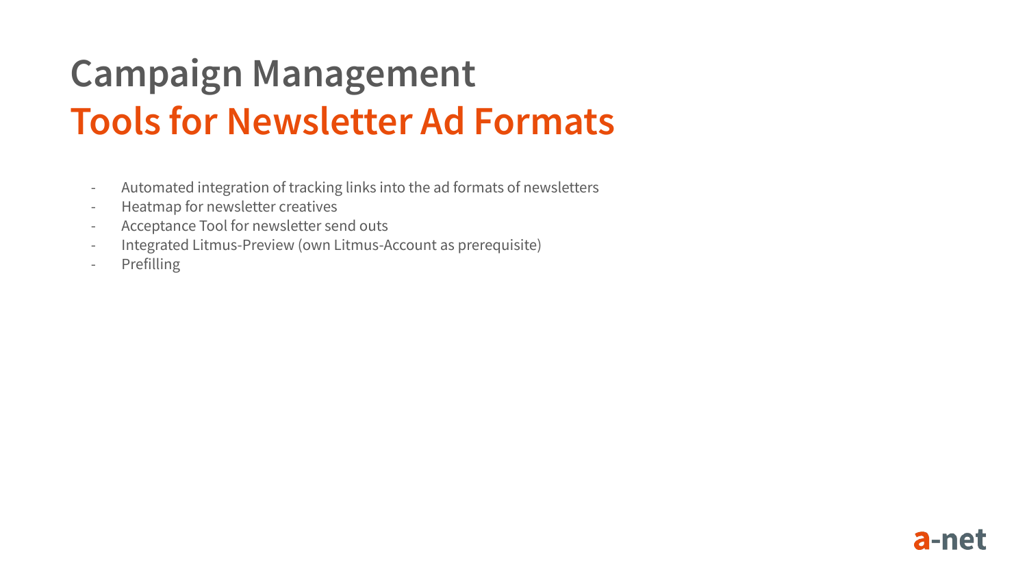# Campaign Management
## Tools for Newsletter Ad Formats

- Automated integration of tracking links into the ad formats of newsletters
- Heatmap for newsletter creatives
- Acceptance Tool for newsletter send outs
- Integrated Litmus-Preview (own Litmus-Account as prerequisite)
- Prefilling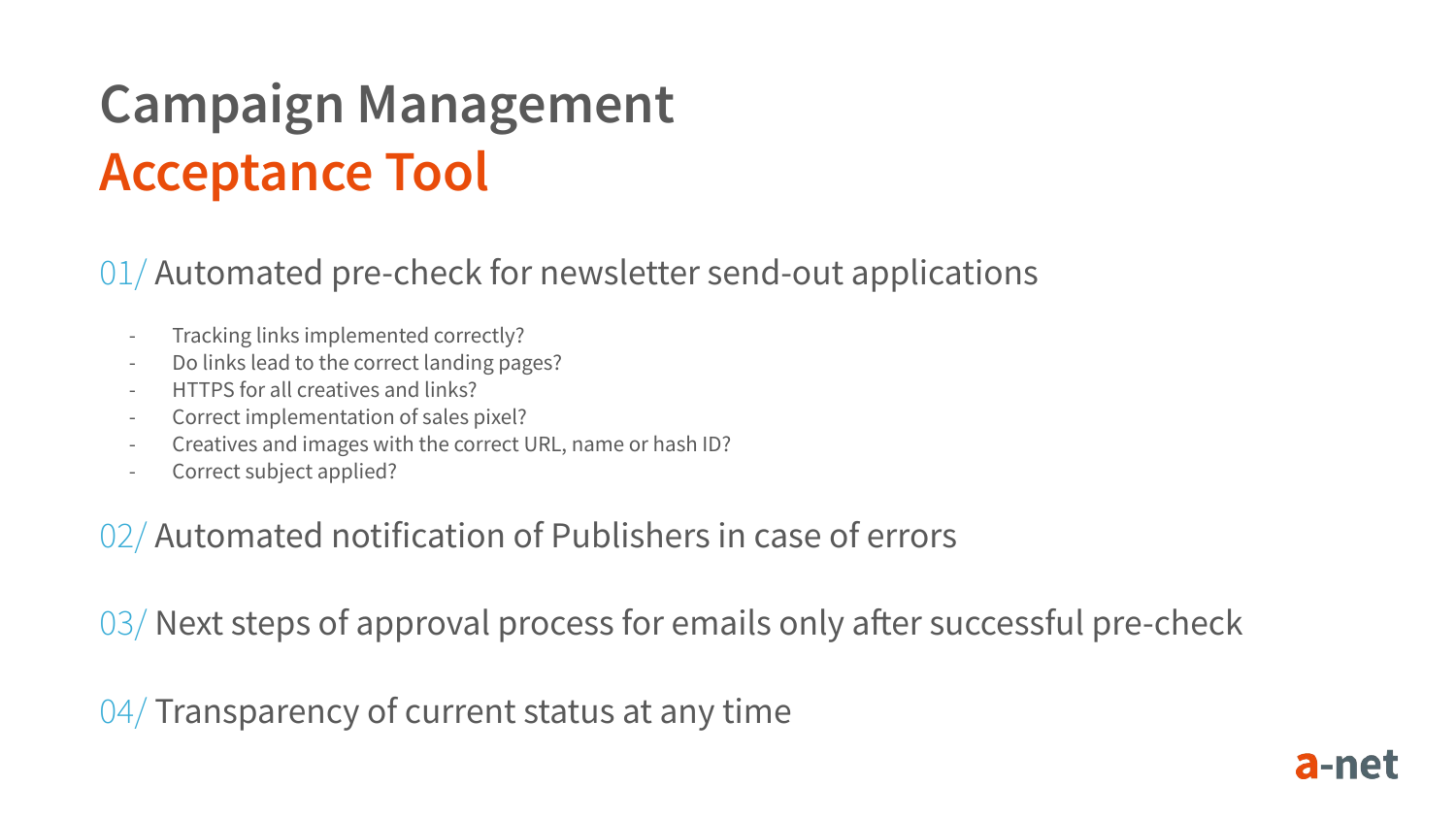# Campaign Management
# Acceptance Tool

## 01/ Automated pre-check for newsletter send-out applications

- Tracking links implemented correctly?
- Do links lead to the correct landing pages?
- HTTPS for all creatives and links?
- Correct implementation of sales pixel?
- Creatives and images with the correct URL, name or hash ID?
- Correct subject applied?

## 02/ Automated notification of Publishers in case of errors

## 03/ Next steps of approval process for emails only after successful pre-check

## 04/ Transparency of current status at any time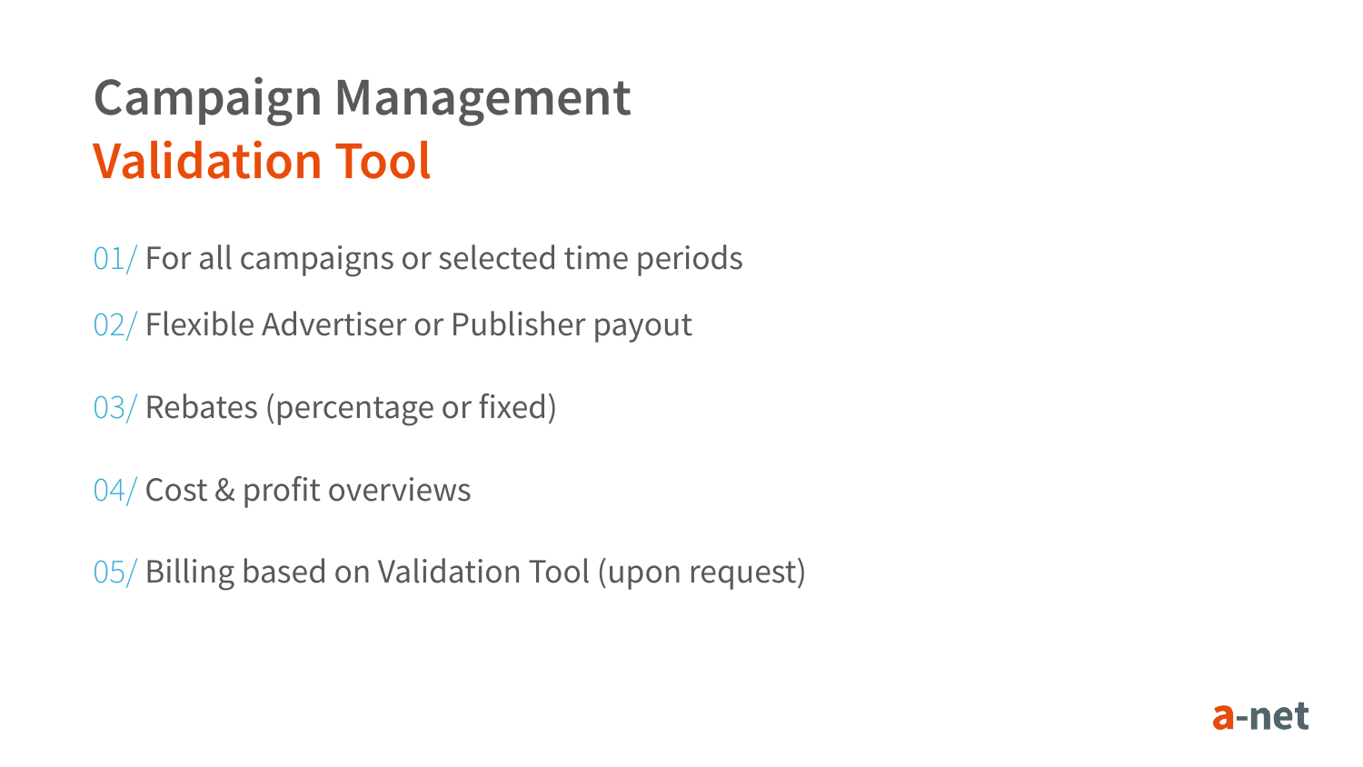# Campaign Management
## Validation Tool

01/ For all campaigns or selected time periods

02/ Flexible Advertiser or Publisher payout

03/ Rebates (percentage or fixed)

04/ Cost & profit overviews

05/ Billing based on Validation Tool (upon request)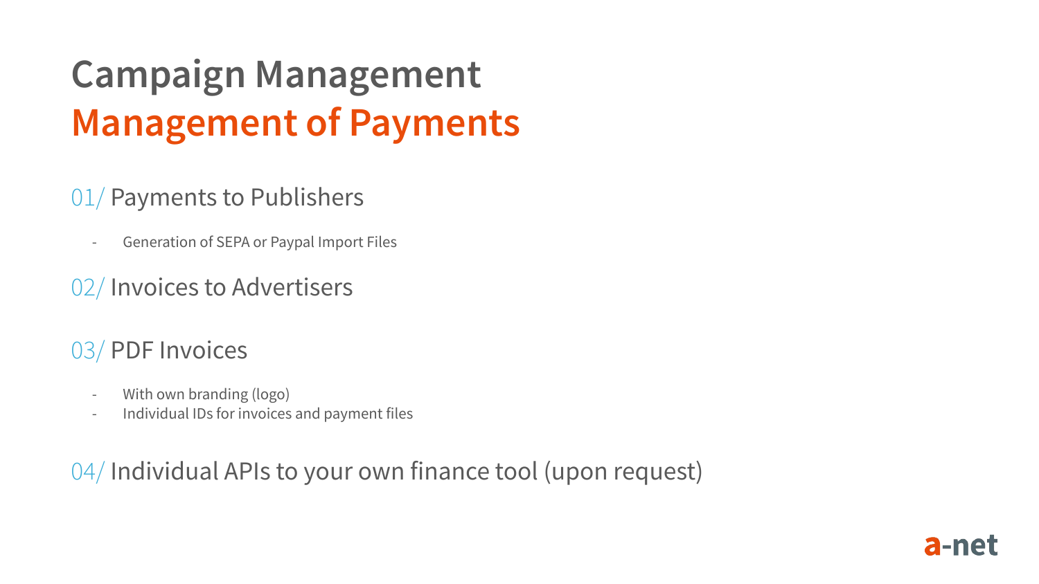# Campaign Management
## Management of Payments

01/ Payments to Publishers

- Generation of SEPA or Paypal Import Files

02/ Invoices to Advertisers

03/ PDF Invoices

- With own branding (logo)
- Individual IDs for invoices and payment files

04/ Individual APIs to your own finance tool (upon request)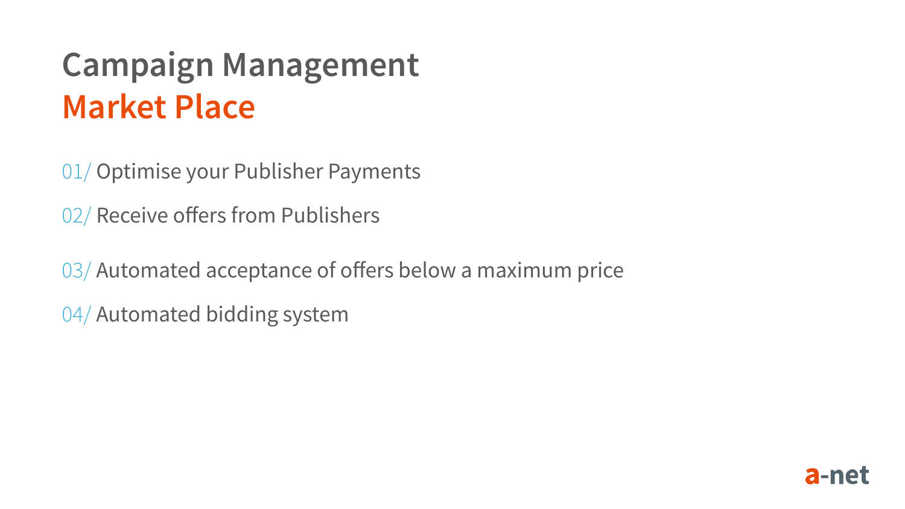# Campaign Management
## Market Place

01/ Optimise your Publisher Payments

02/ Receive offers from Publishers

03/ Automated acceptance of offers below a maximum price

04/ Automated bidding system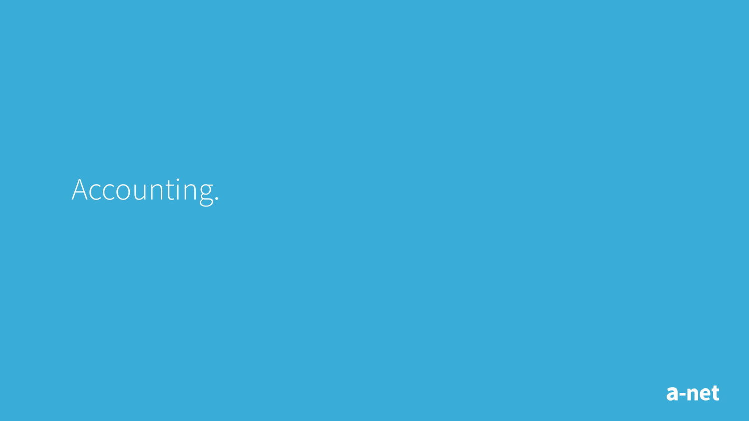# Accounting.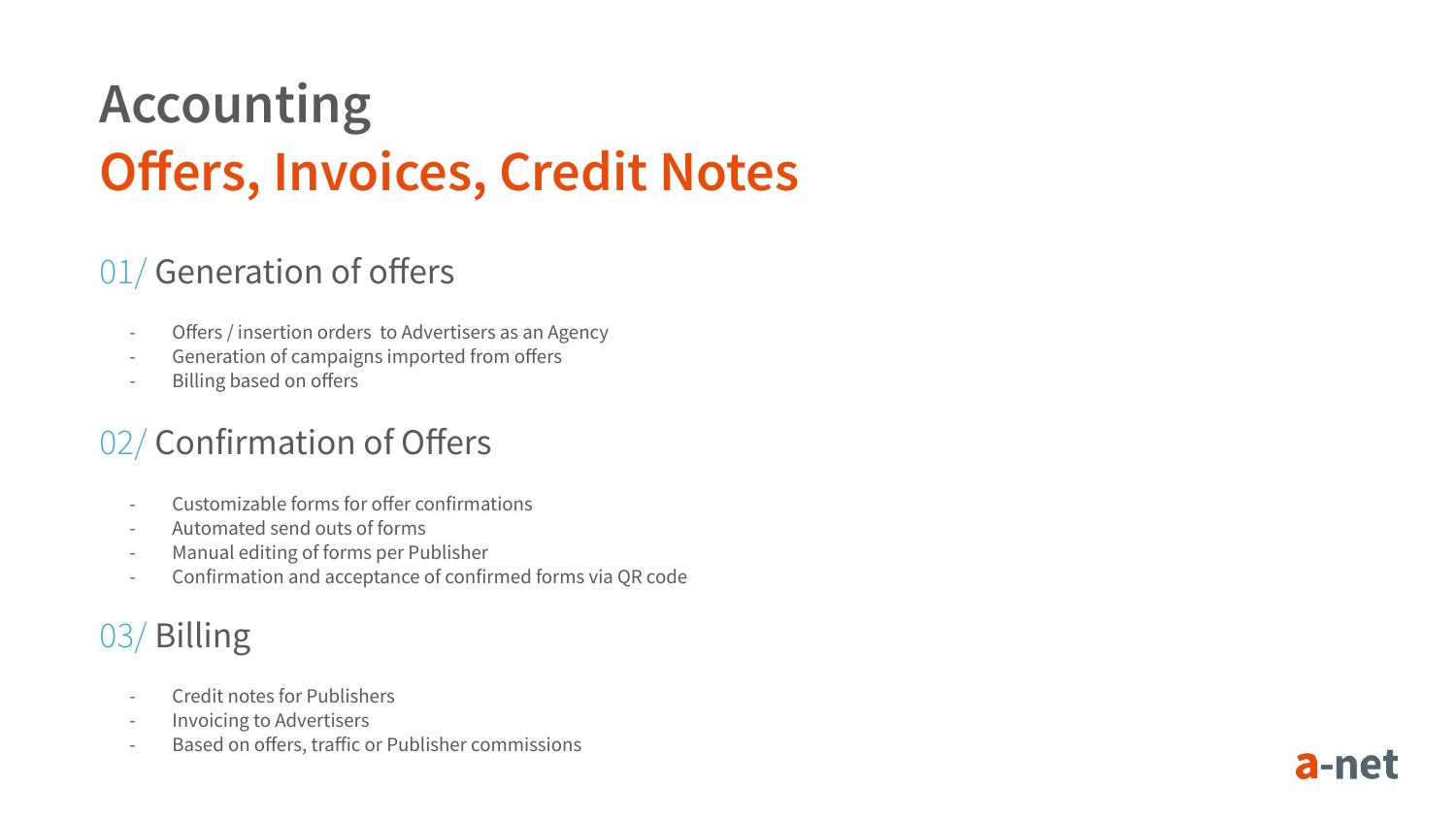# Accounting
## Offers, Invoices, Credit Notes

### 01/ Generation of offers

- Offers / insertion orders to Advertisers as an Agency
- Generation of campaigns imported from offers
- Billing based on offers

### 02/ Confirmation of Offers

- Customizable forms for offer confirmations
- Automated send outs of forms
- Manual editing of forms per Publisher
- Confirmation and acceptance of confirmed forms via QR code

### 03/ Billing

- Credit notes for Publishers
- Invoicing to Advertisers
- Based on offers, traffic or Publisher commissions

a-net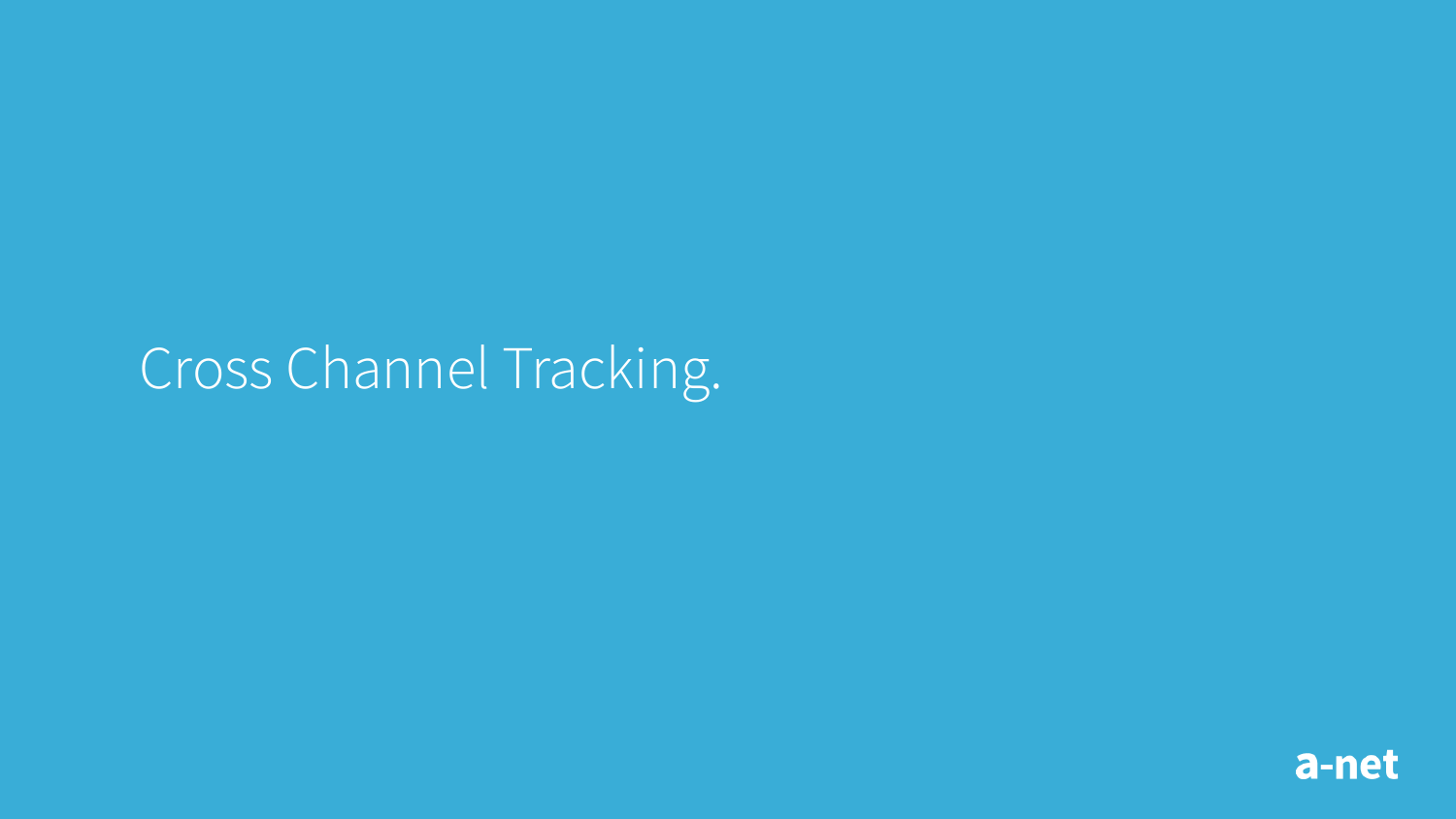# Cross Channel Tracking.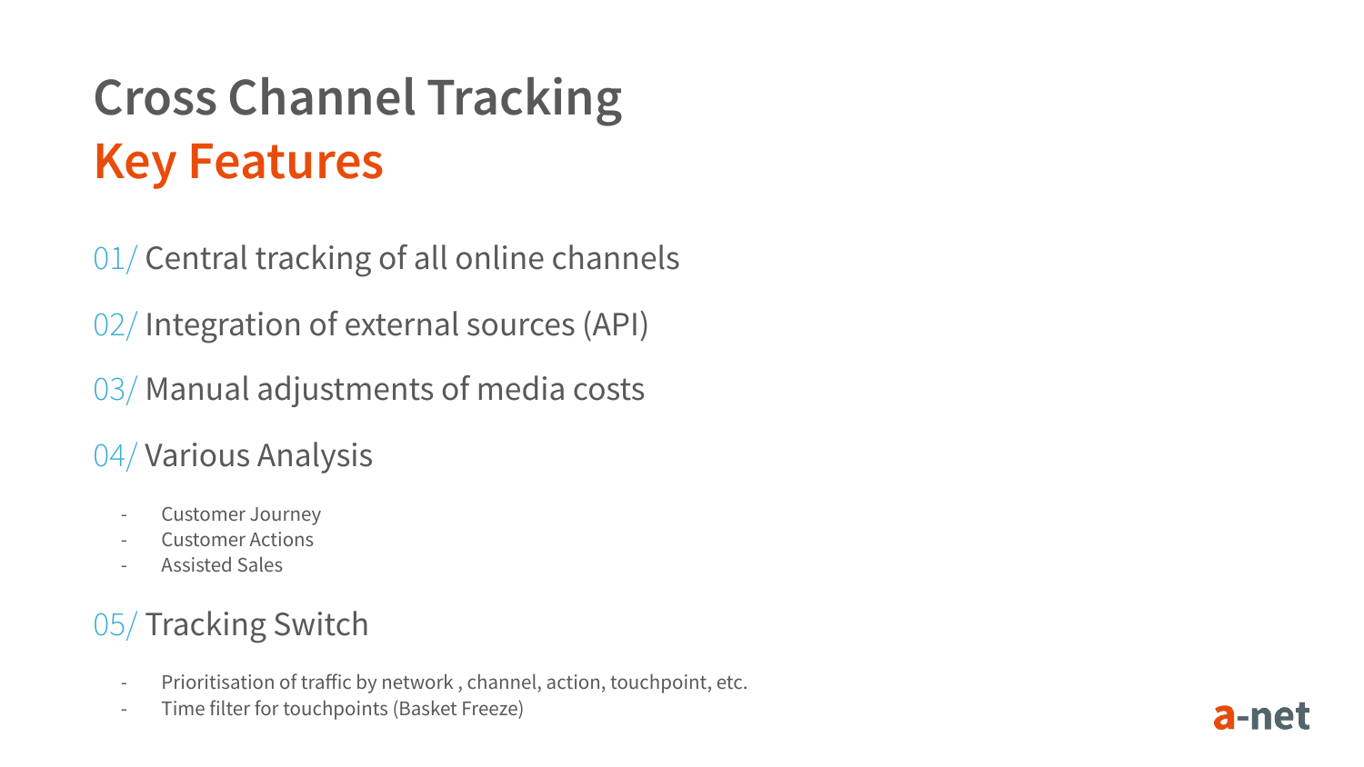# Cross Channel Tracking
## Key Features

01/ Central tracking of all online channels

02/ Integration of external sources (API)

03/ Manual adjustments of media costs

04/ Various Analysis

- Customer Journey
- Customer Actions
- Assisted Sales

05/ Tracking Switch

- Prioritisation of traffic by network , channel, action, touchpoint, etc.
- Time filter for touchpoints (Basket Freeze)

a-net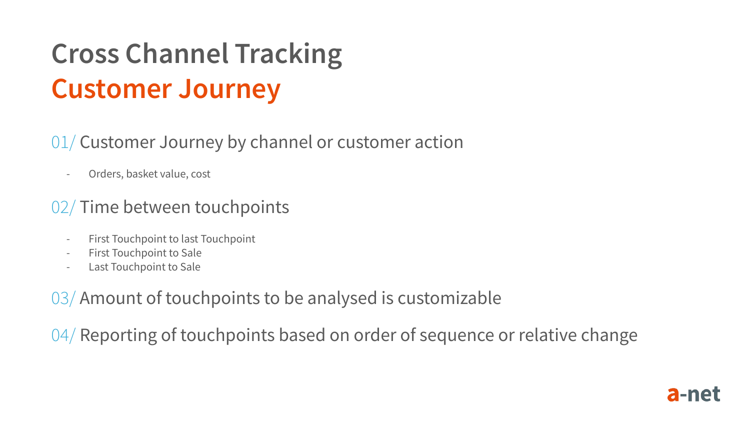# Cross Channel Tracking
## Customer Journey

01/ Customer Journey by channel or customer action

- Orders, basket value, cost

02/ Time between touchpoints

- First Touchpoint to last Touchpoint
- First Touchpoint to Sale
- Last Touchpoint to Sale

03/ Amount of touchpoints to be analysed is customizable

04/ Reporting of touchpoints based on order of sequence or relative change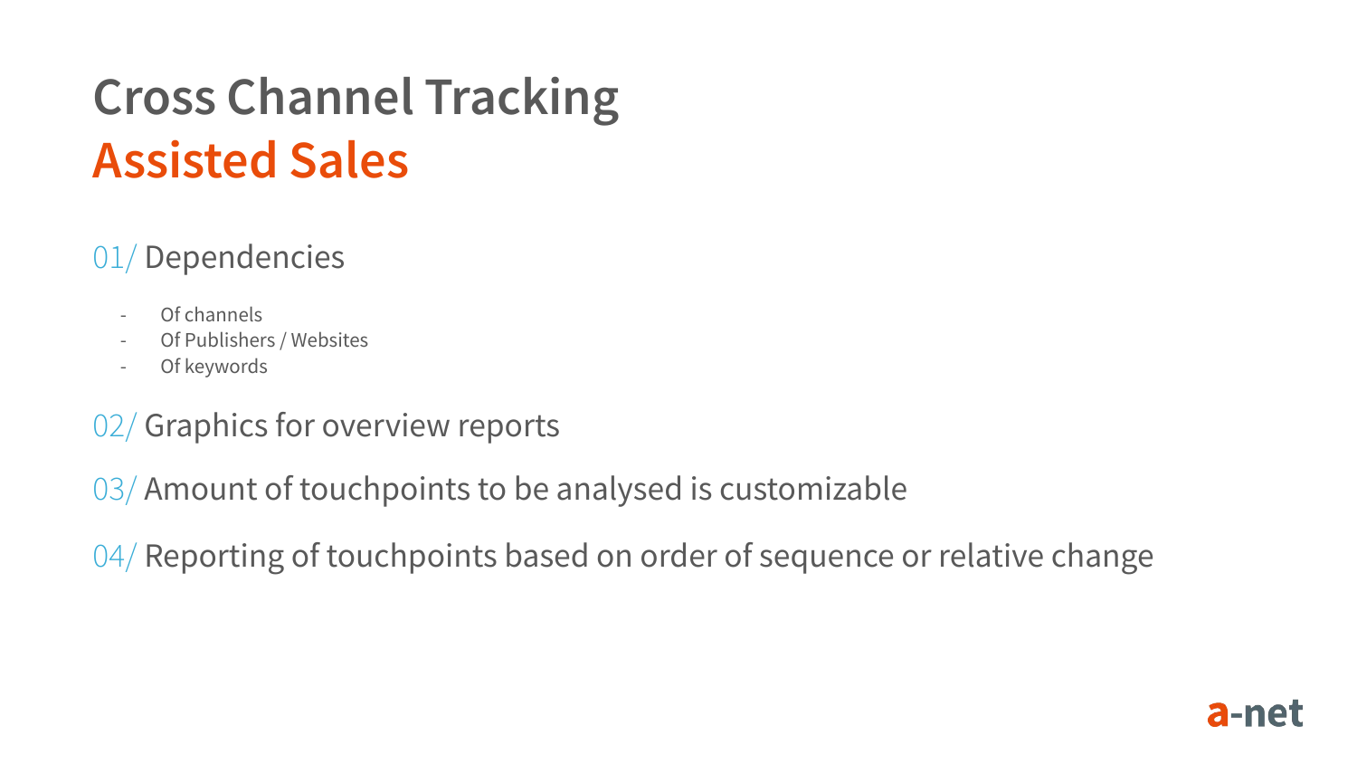# Cross Channel Tracking
## Assisted Sales

01/ Dependencies

- Of channels
- Of Publishers / Websites
- Of keywords

02/ Graphics for overview reports

03/ Amount of touchpoints to be analysed is customizable

04/ Reporting of touchpoints based on order of sequence or relative change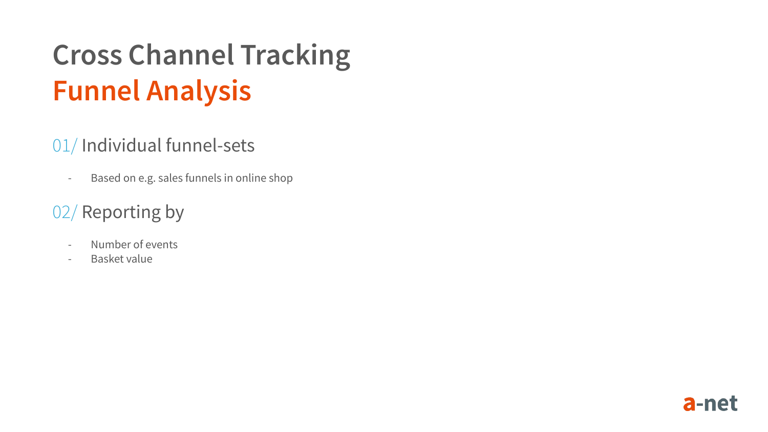# Cross Channel Tracking
## Funnel Analysis

### 01/ Individual funnel-sets

- Based on e.g. sales funnels in online shop

### 02/ Reporting by

- Number of events
- Basket value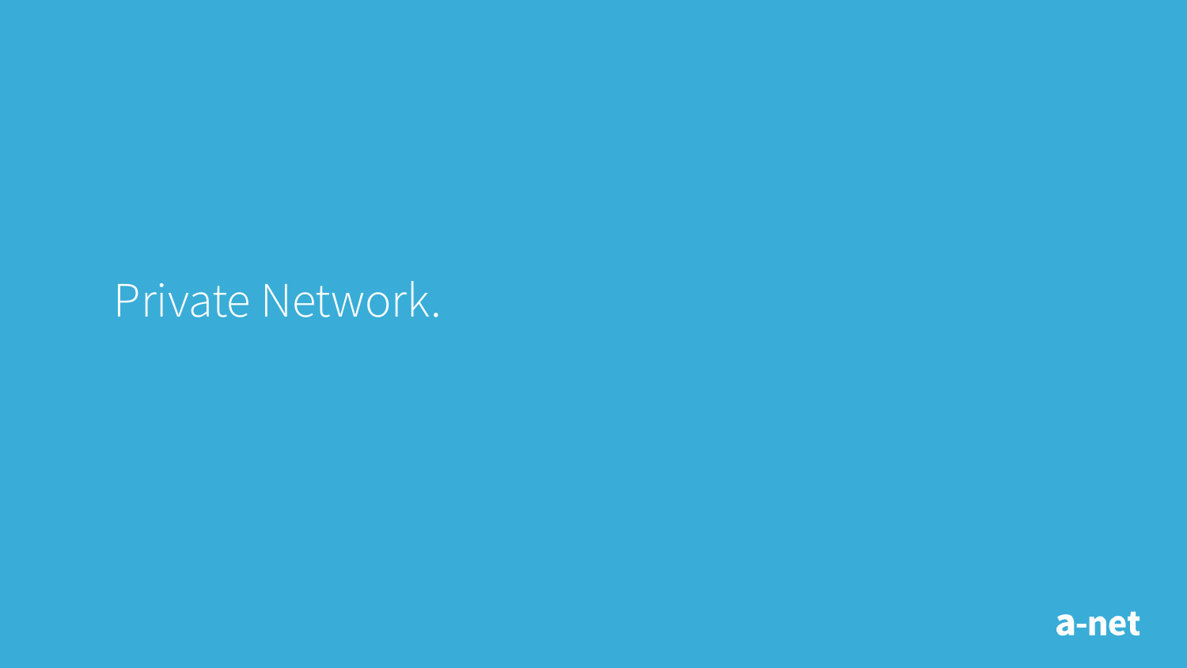# Private Network.

a-net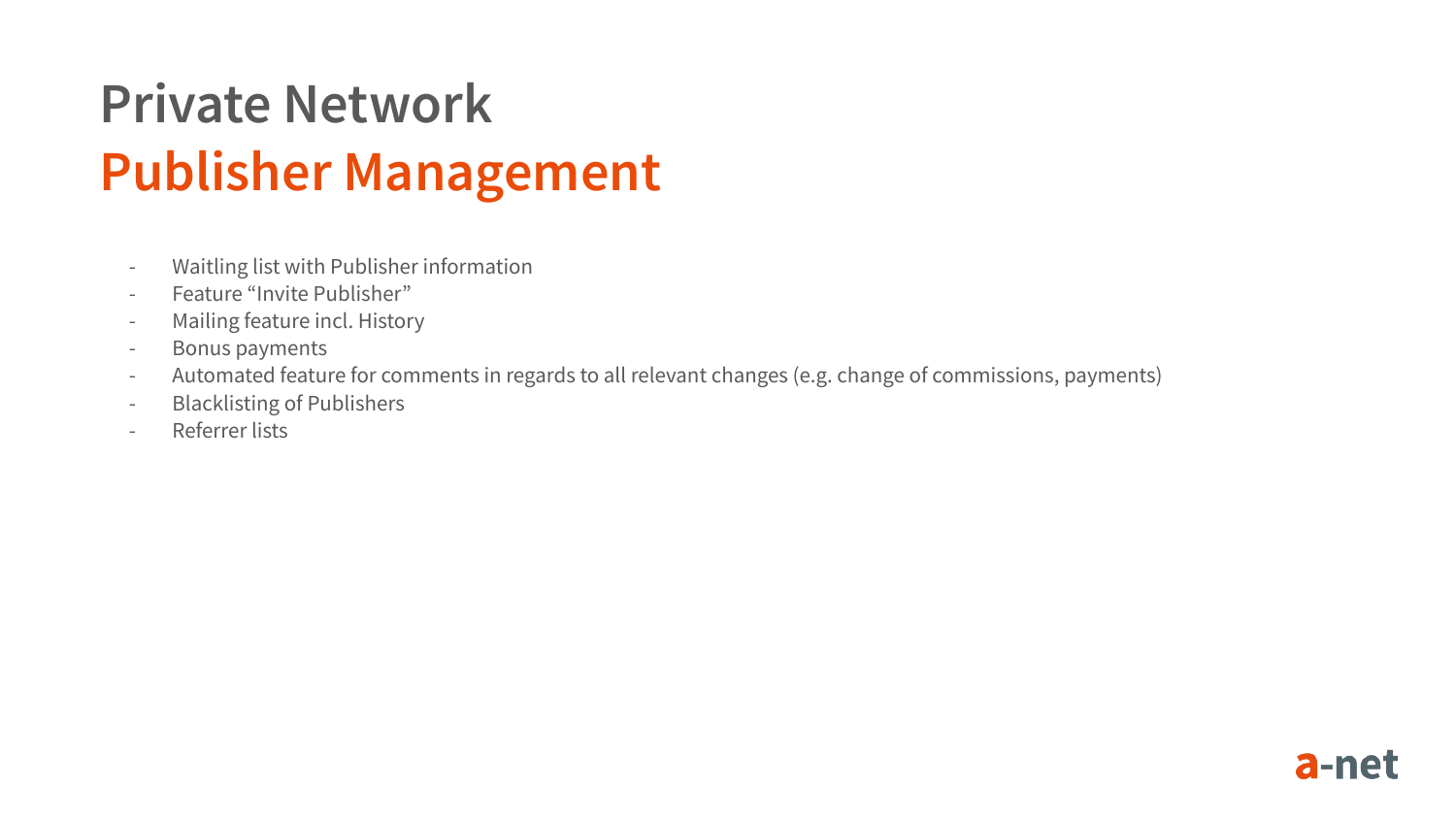# Private Network
## Publisher Management

- Waitling list with Publisher information
- Feature “Invite Publisher”
- Mailing feature incl. History
- Bonus payments
- Automated feature for comments in regards to all relevant changes (e.g. change of commissions, payments)
- Blacklisting of Publishers
- Referrer lists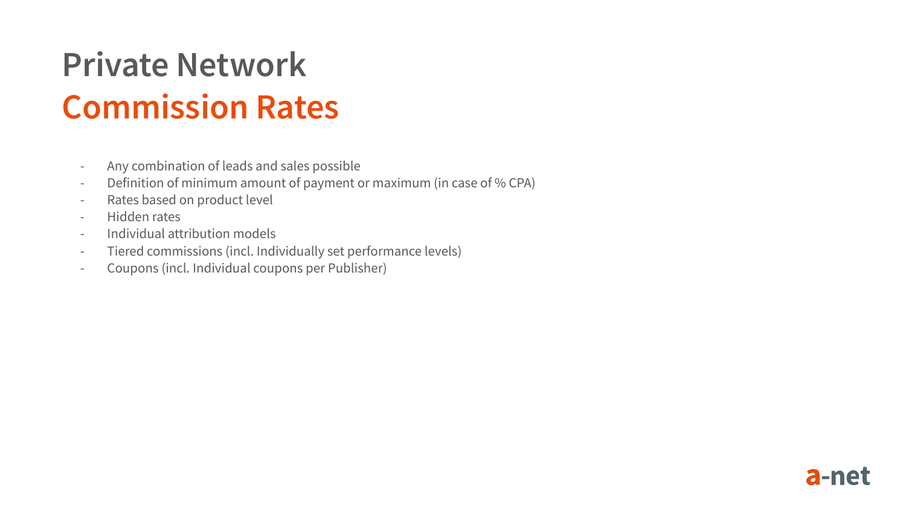# Private Network
## Commission Rates

- Any combination of leads and sales possible
- Definition of minimum amount of payment or maximum (in case of % CPA)
- Rates based on product level
- Hidden rates
- Individual attribution models
- Tiered commissions (incl. Individually set performance levels)
- Coupons (incl. Individual coupons per Publisher)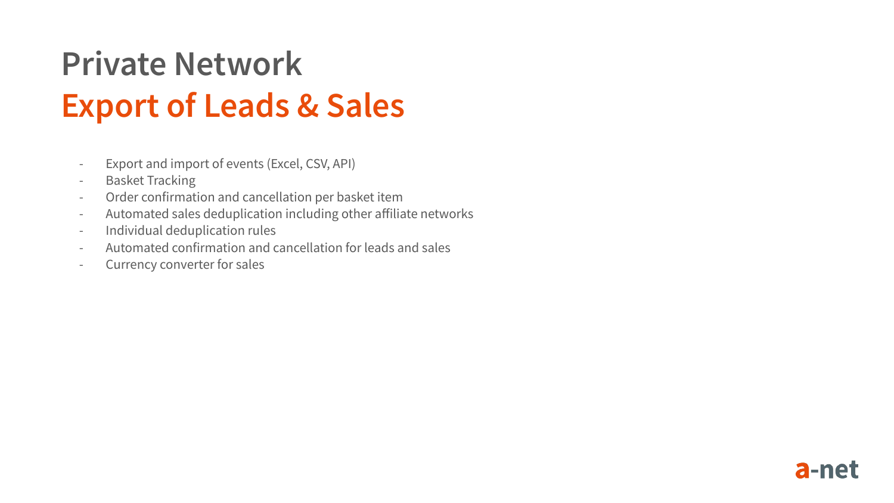# Private Network
## Export of Leads & Sales

- Export and import of events (Excel, CSV, API)
- Basket Tracking
- Order confirmation and cancellation per basket item
- Automated sales deduplication including other affiliate networks
- Individual deduplication rules
- Automated confirmation and cancellation for leads and sales
- Currency converter for sales

a-net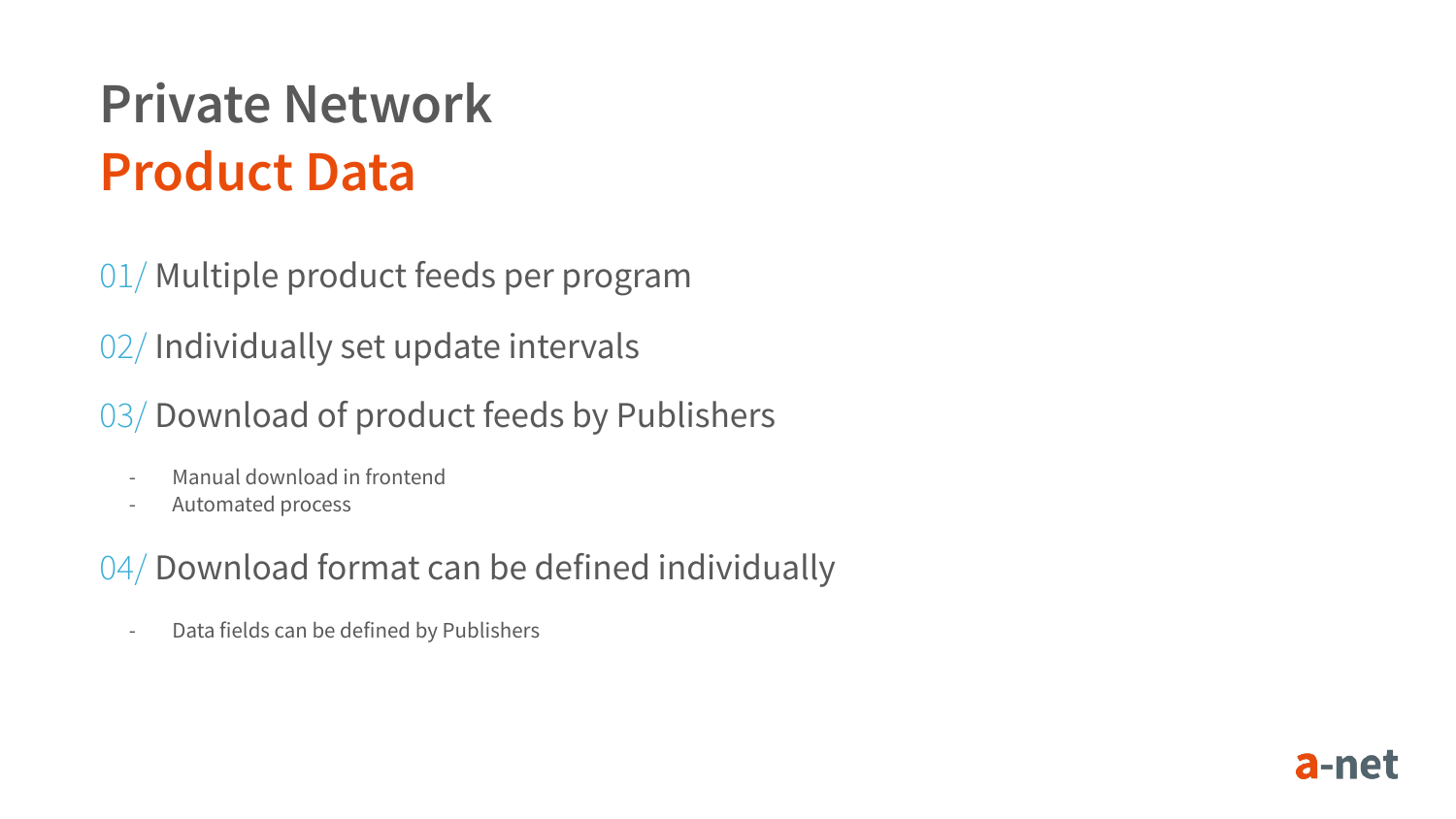# Private Network
## Product Data

01/ Multiple product feeds per program

02/ Individually set update intervals

03/ Download of product feeds by Publishers

- Manual download in frontend
- Automated process

04/ Download format can be defined individually

- Data fields can be defined by Publishers

a-net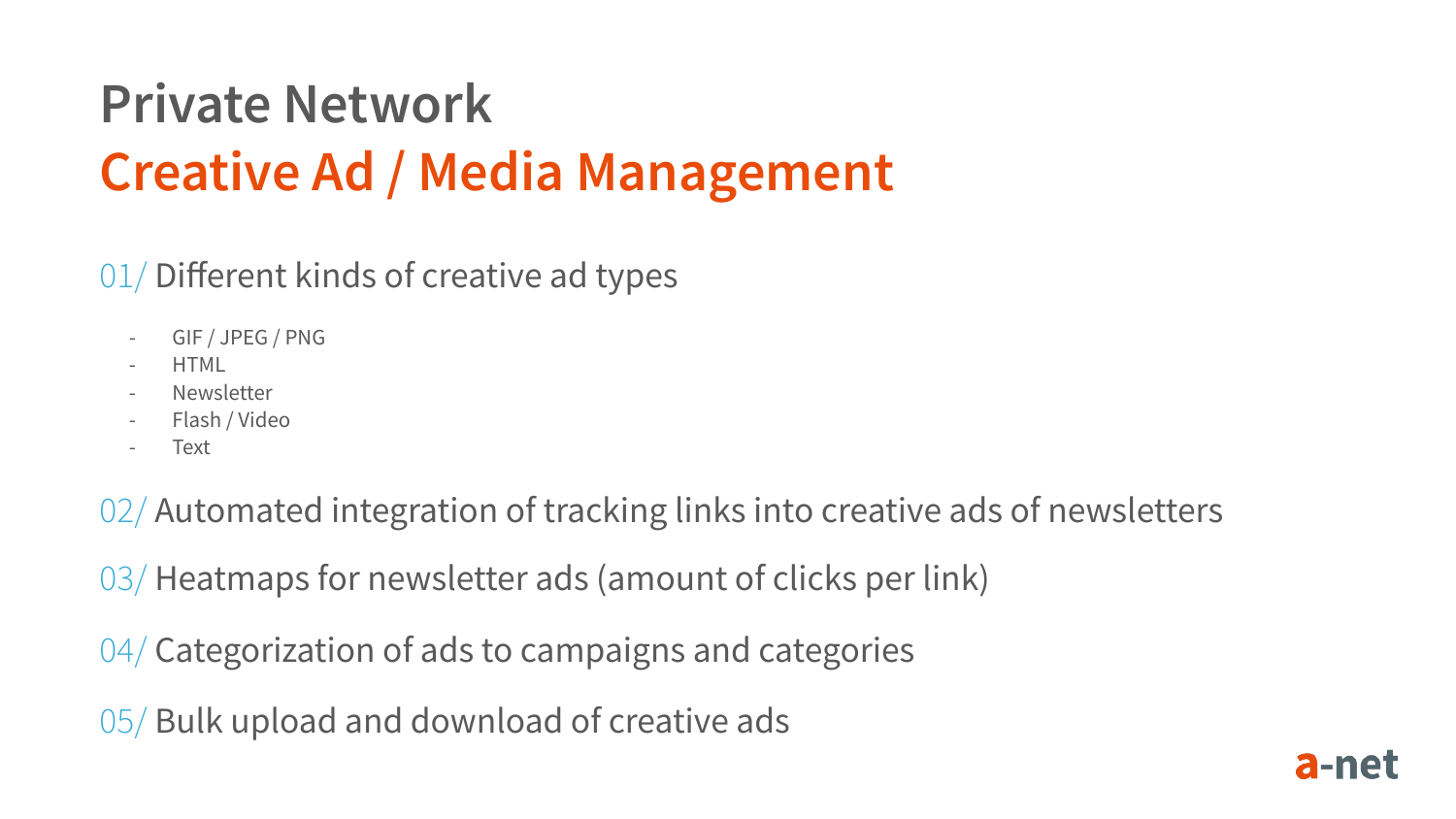# Private Network
## Creative Ad / Media Management

01/ Different kinds of creative ad types

- GIF / JPEG / PNG
- HTML
- Newsletter
- Flash / Video
- Text

02/ Automated integration of tracking links into creative ads of newsletters

03/ Heatmaps for newsletter ads (amount of clicks per link)

04/ Categorization of ads to campaigns and categories

05/ Bulk upload and download of creative ads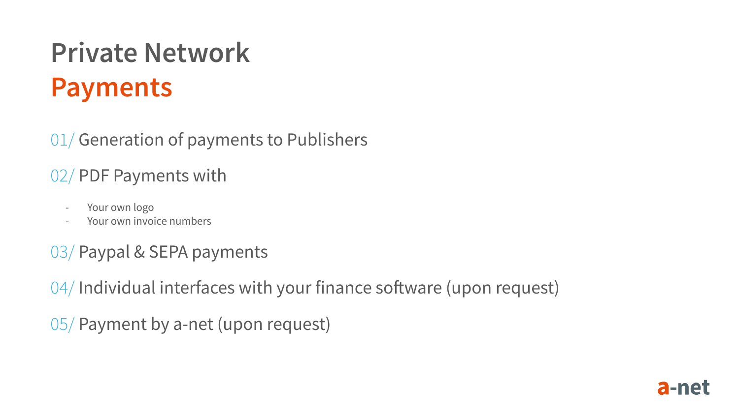# Private Network
## Payments

01/ Generation of payments to Publishers

02/ PDF Payments with

- Your own logo
- Your own invoice numbers

03/ Paypal & SEPA payments

04/ Individual interfaces with your finance software (upon request)

05/ Payment by a-net (upon request)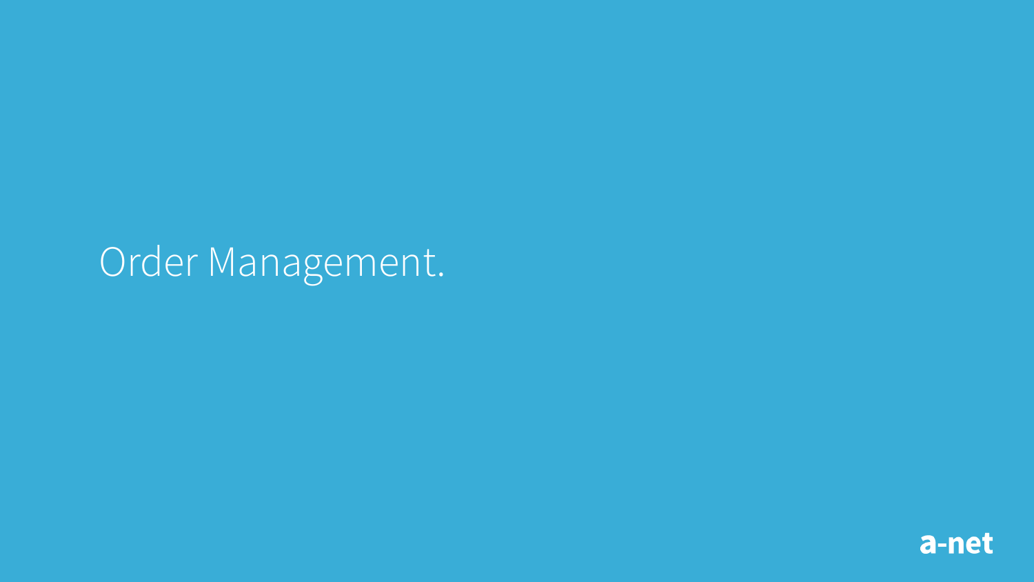# Order Management.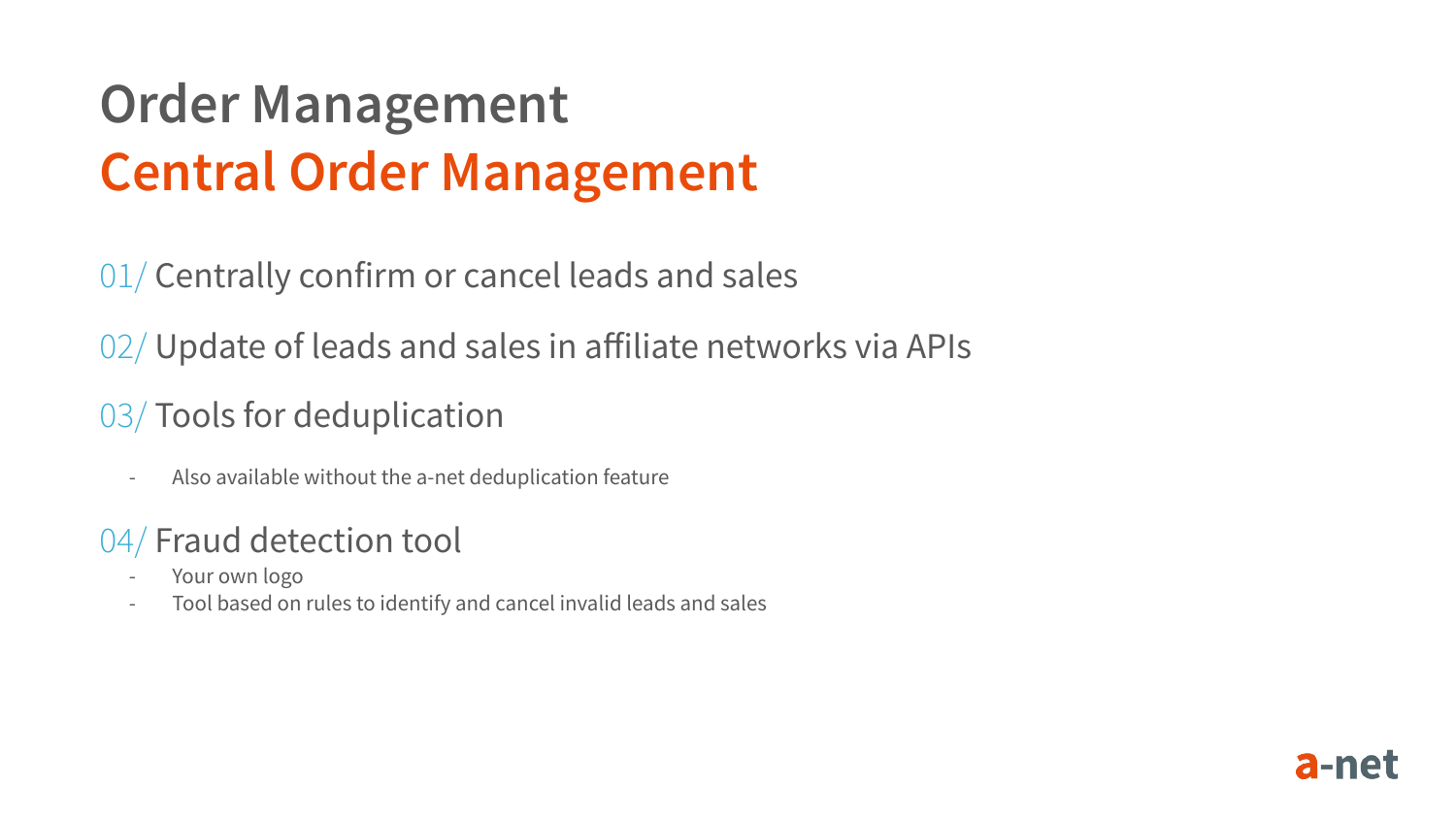# Order Management
## Central Order Management

01/ Centrally confirm or cancel leads and sales

02/ Update of leads and sales in affiliate networks via APIs

03/ Tools for deduplication

- Also available without the a-net deduplication feature

04/ Fraud detection tool

- Your own logo
- Tool based on rules to identify and cancel invalid leads and sales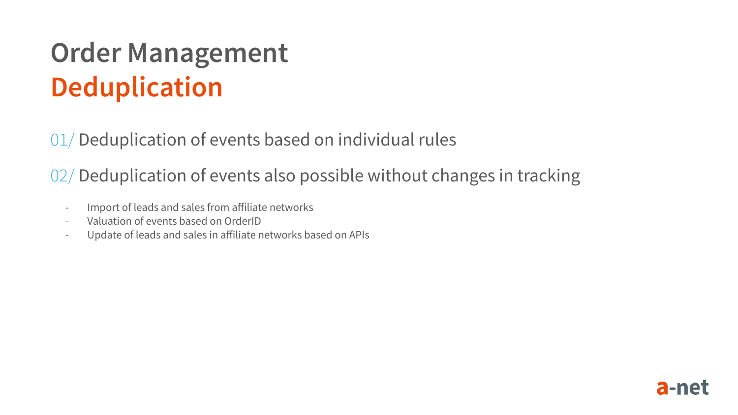# Order Management
## Deduplication

01/ Deduplication of events based on individual rules

02/ Deduplication of events also possible without changes in tracking

- Import of leads and sales from affiliate networks
- Valuation of events based on OrderID
- Update of leads and sales in affiliate networks based on APIs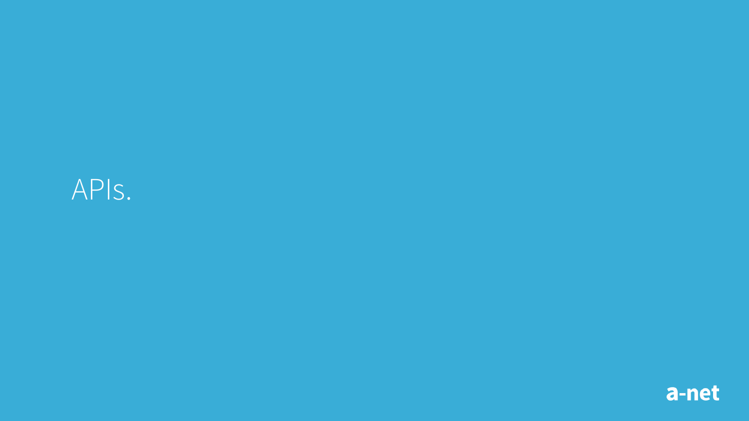# APIs.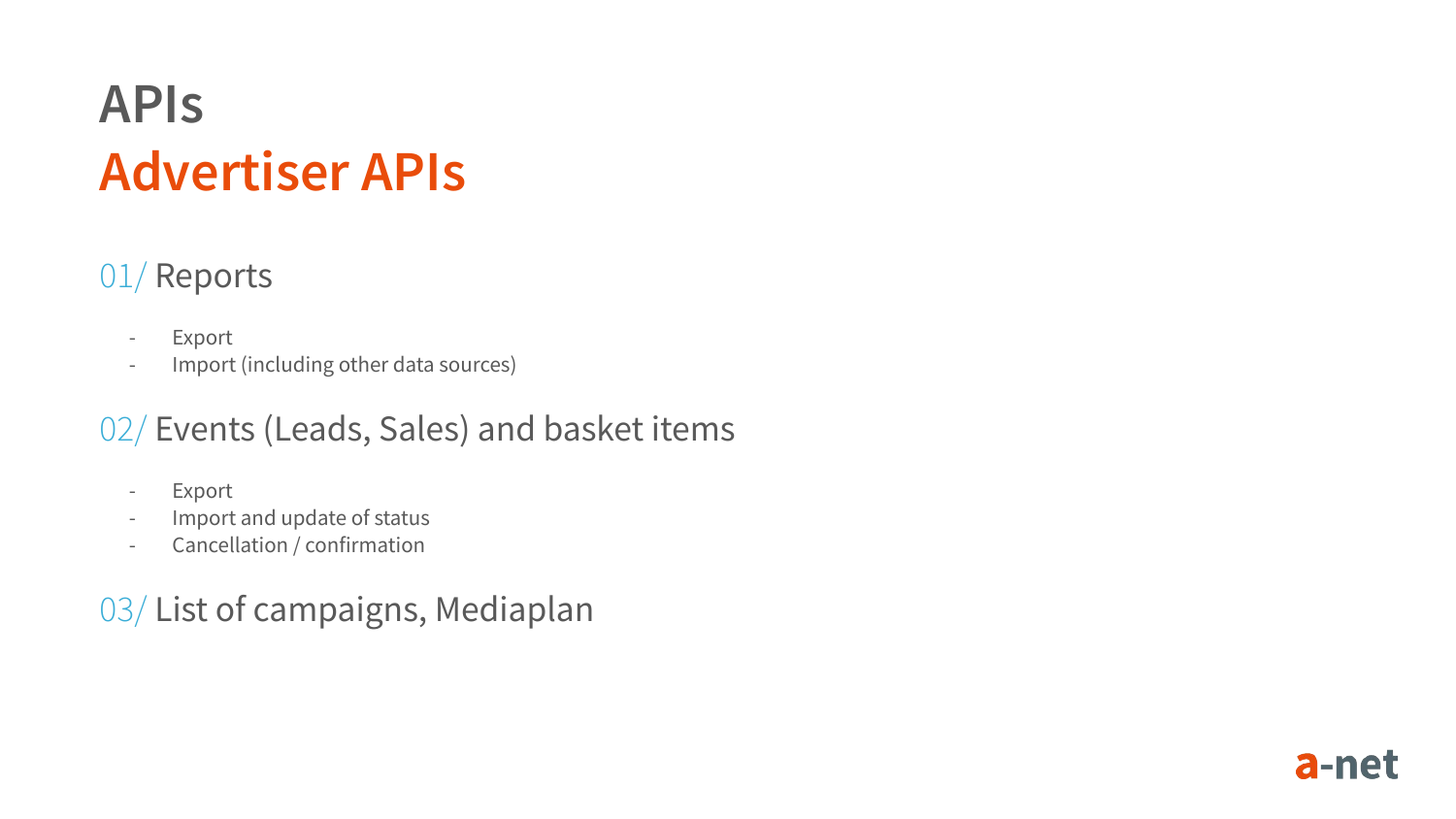# APIs
## Advertiser APIs

### 01/ Reports

- Export
- Import (including other data sources)

### 02/ Events (Leads, Sales) and basket items

- Export
- Import and update of status
- Cancellation / confirmation

### 03/ List of campaigns, Mediaplan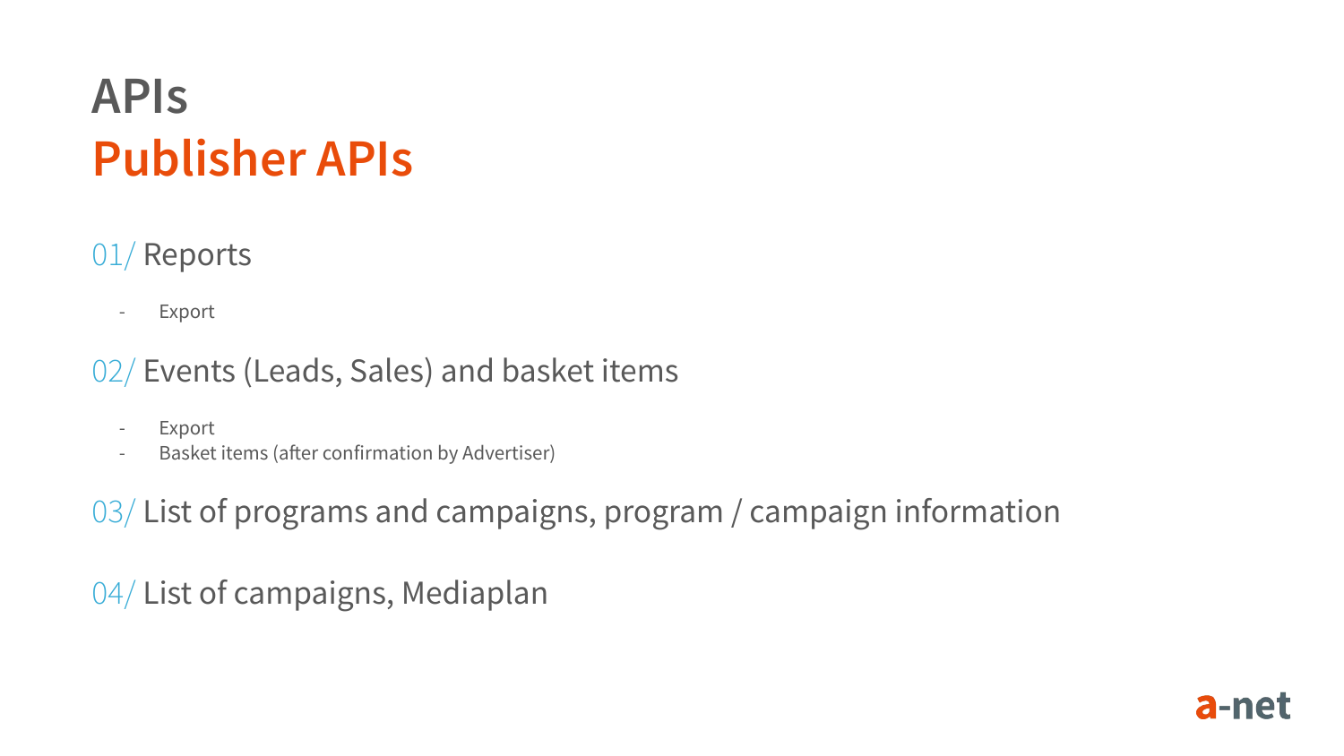# APIs
## Publisher APIs

01/ Reports

- Export

02/ Events (Leads, Sales) and basket items

- Export
- Basket items (after confirmation by Advertiser)

03/ List of programs and campaigns, program / campaign information

04/ List of campaigns, Mediaplan

a-net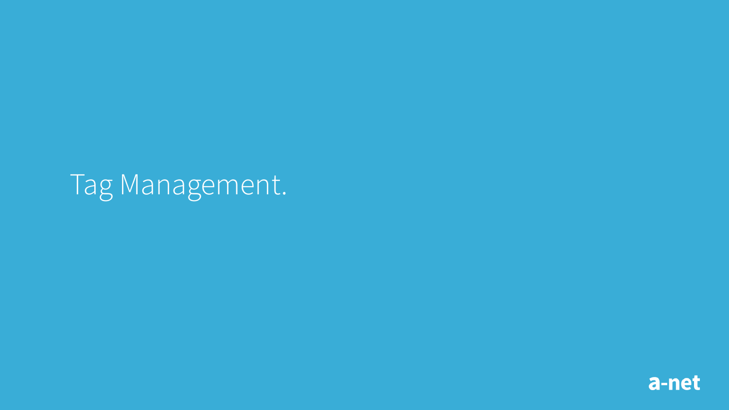# Tag Management.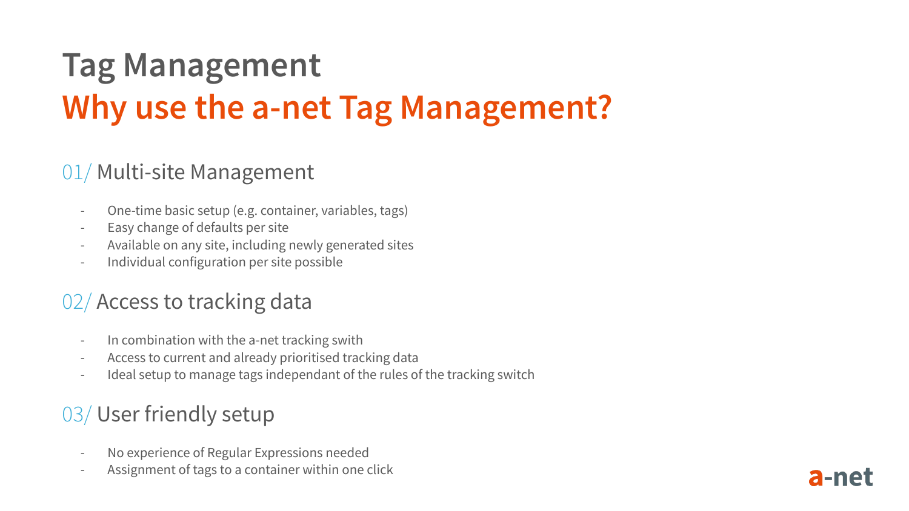# Tag Management

## Why use the a-net Tag Management?

### 01/ Multi-site Management

- One-time basic setup (e.g. container, variables, tags)
- Easy change of defaults per site
- Available on any site, including newly generated sites
- Individual configuration per site possible

### 02/ Access to tracking data

- In combination with the a-net tracking swith
- Access to current and already prioritised tracking data
- Ideal setup to manage tags independant of the rules of the tracking switch

### 03/ User friendly setup

- No experience of Regular Expressions needed
- Assignment of tags to a container within one click

a-net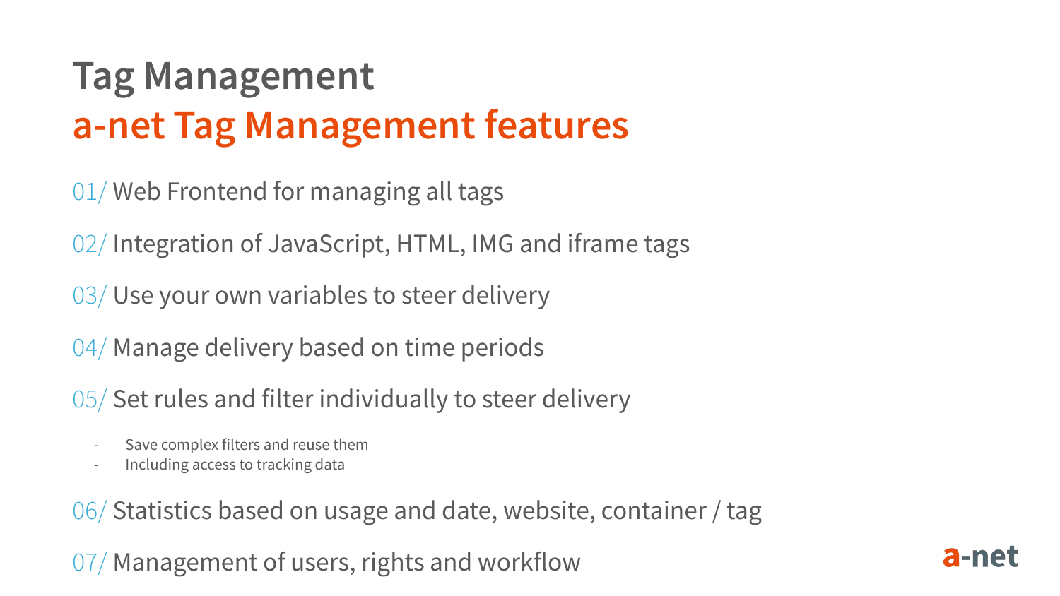# Tag Management

## a-net Tag Management features

01/ Web Frontend for managing all tags

02/ Integration of JavaScript, HTML, IMG and iframe tags

03/ Use your own variables to steer delivery

04/ Manage delivery based on time periods

05/ Set rules and filter individually to steer delivery

- Save complex filters and reuse them
- Including access to tracking data

06/ Statistics based on usage and date, website, container / tag

07/ Management of users, rights and workflow

a-net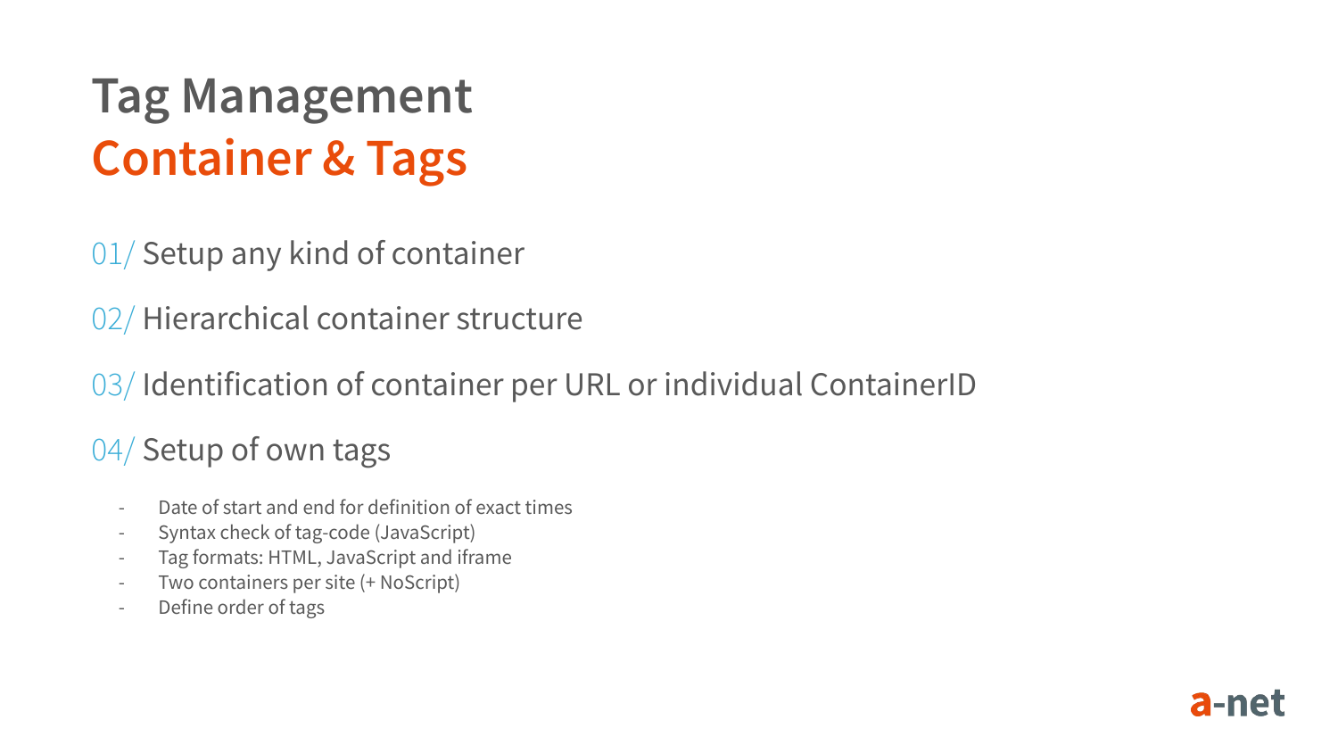# Tag Management
## Container & Tags

01/ Setup any kind of container

02/ Hierarchical container structure

03/ Identification of container per URL or individual ContainerID

04/ Setup of own tags

- Date of start and end for definition of exact times
- Syntax check of tag-code (JavaScript)
- Tag formats: HTML, JavaScript and iframe
- Two containers per site (+ NoScript)
- Define order of tags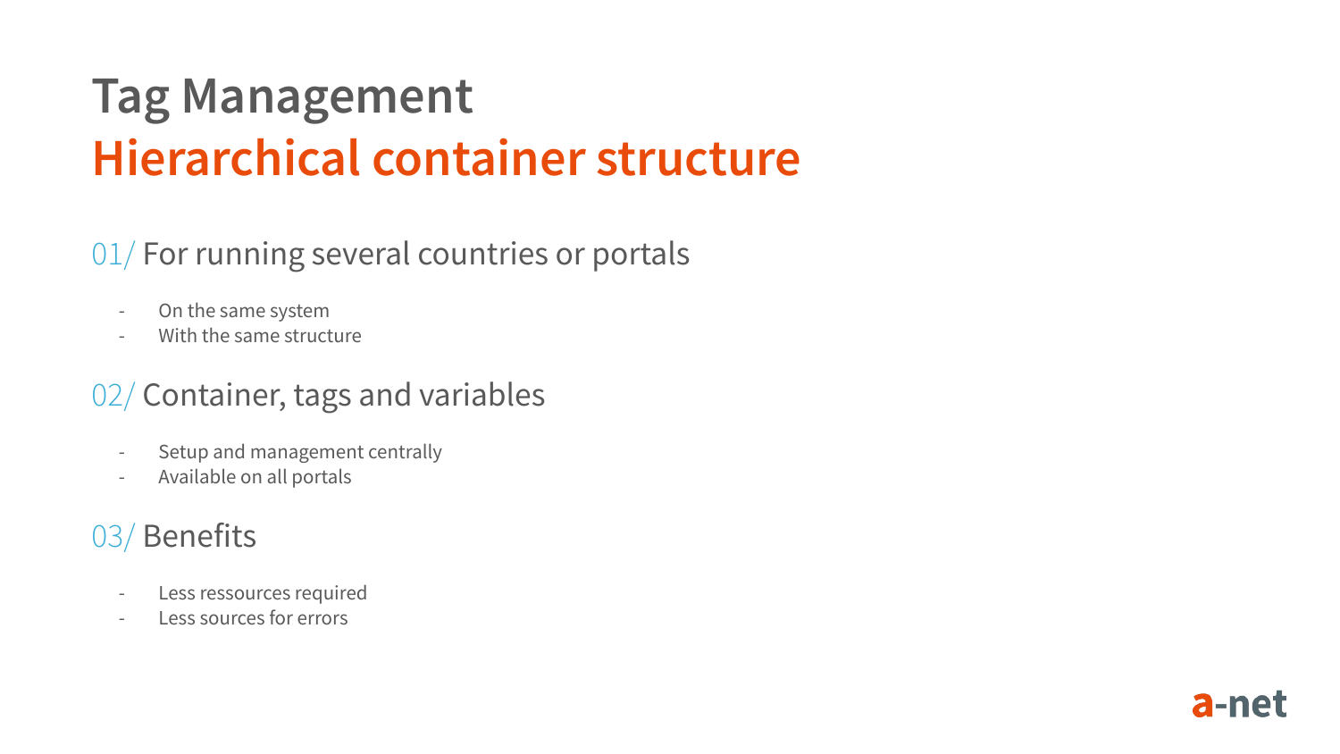# Tag Management
## Hierarchical container structure

### 01/ For running several countries or portals

- On the same system
- With the same structure

### 02/ Container, tags and variables

- Setup and management centrally
- Available on all portals

### 03/ Benefits

- Less ressources required
- Less sources for errors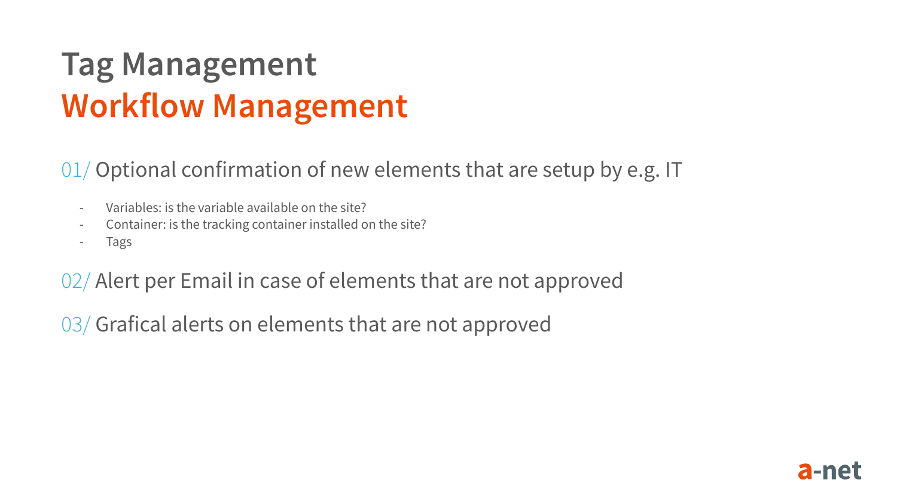# Tag Management
# Workflow Management

01/ Optional confirmation of new elements that are setup by e.g. IT

- Variables: is the variable available on the site?
- Container: is the tracking container installed on the site?
- Tags

02/ Alert per Email in case of elements that are not approved

03/ Grafical alerts on elements that are not approved

a-net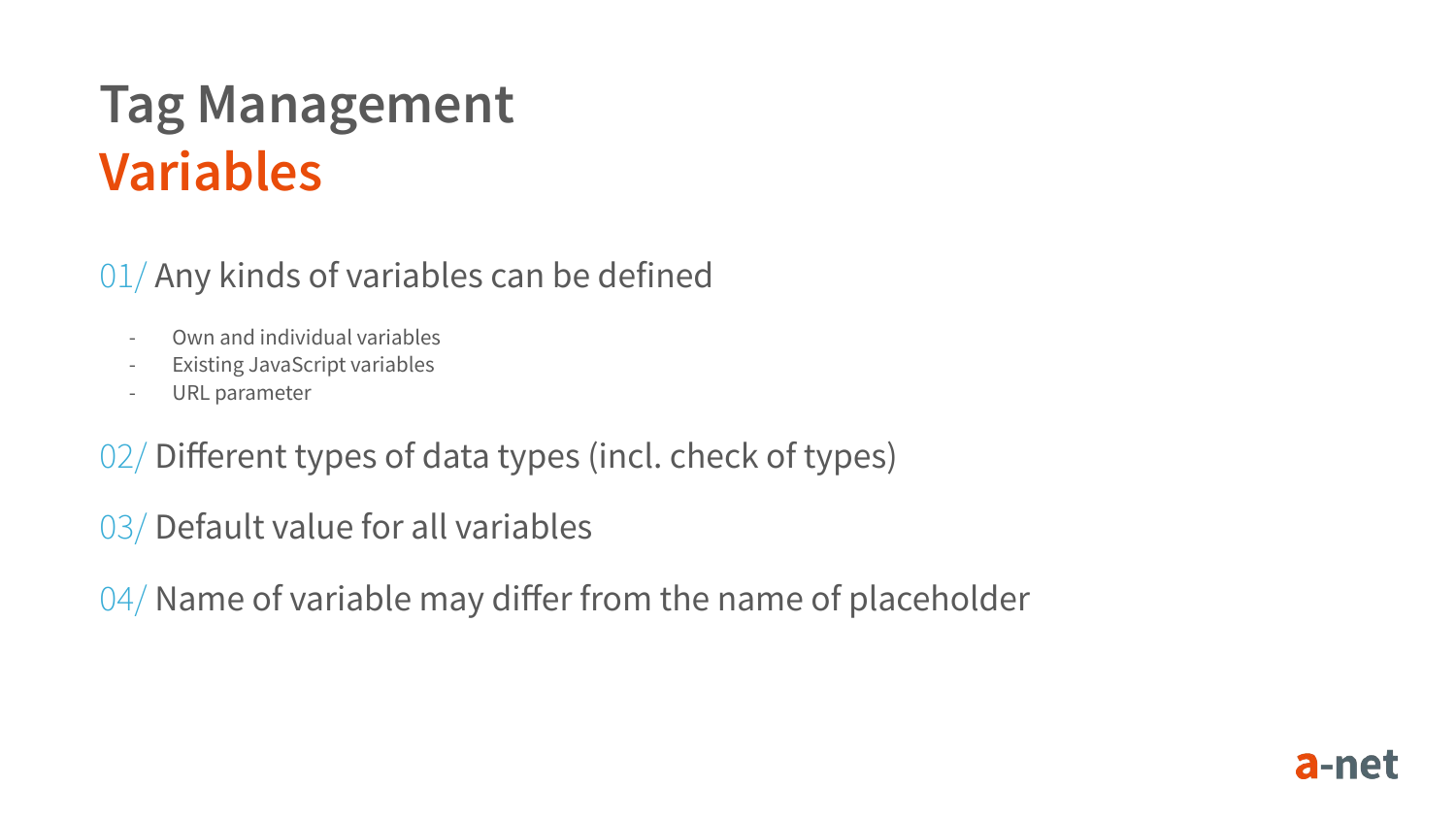# Tag Management
## Variables

01/ Any kinds of variables can be defined

- Own and individual variables
- Existing JavaScript variables
- URL parameter

02/ Different types of data types (incl. check of types)

03/ Default value for all variables

04/ Name of variable may differ from the name of placeholder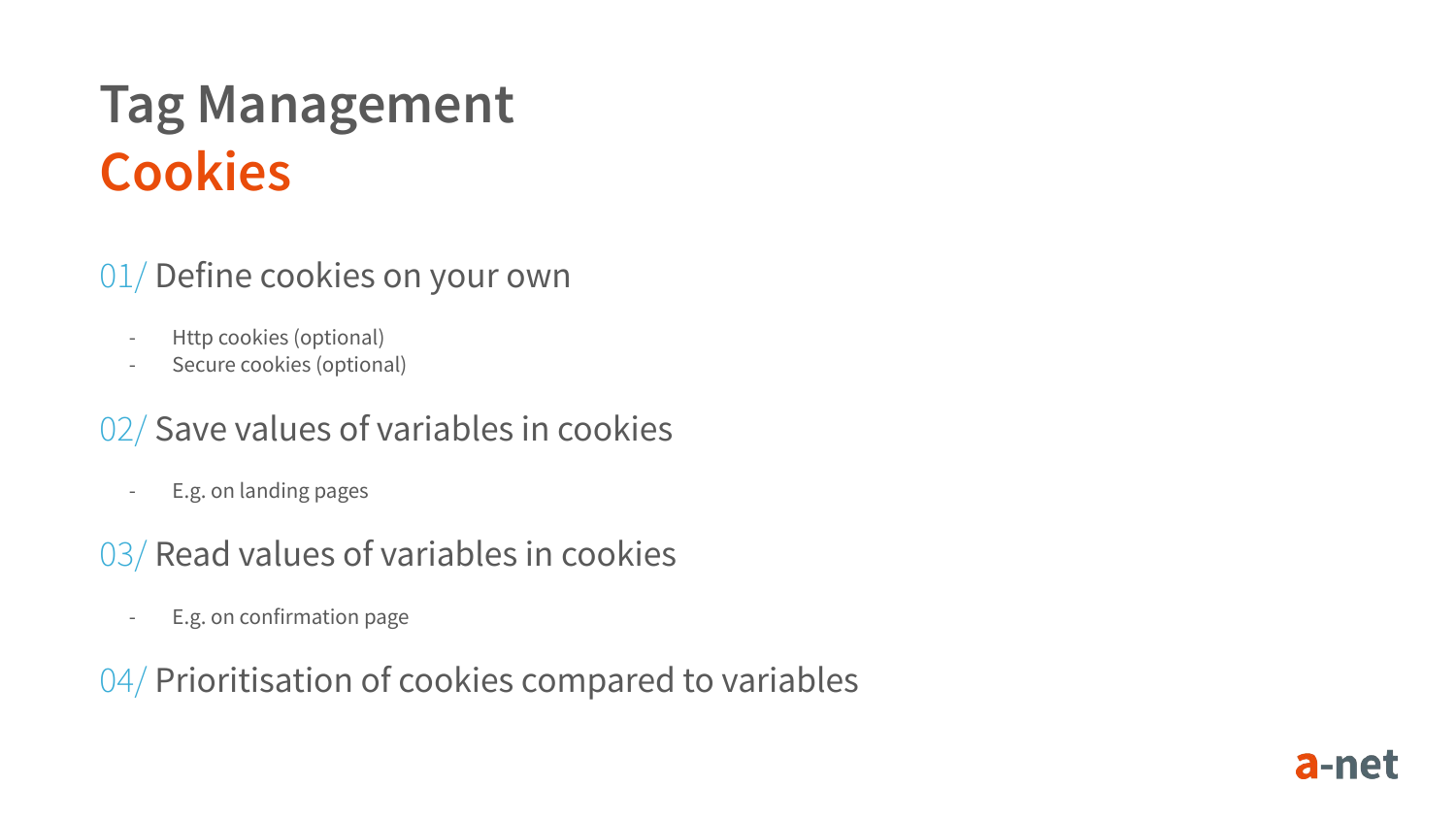# Tag Management
## Cookies

### 01/ Define cookies on your own

- Http cookies (optional)
- Secure cookies (optional)

### 02/ Save values of variables in cookies

- E.g. on landing pages

### 03/ Read values of variables in cookies

- E.g. on confirmation page

### 04/ Prioritisation of cookies compared to variables

a-net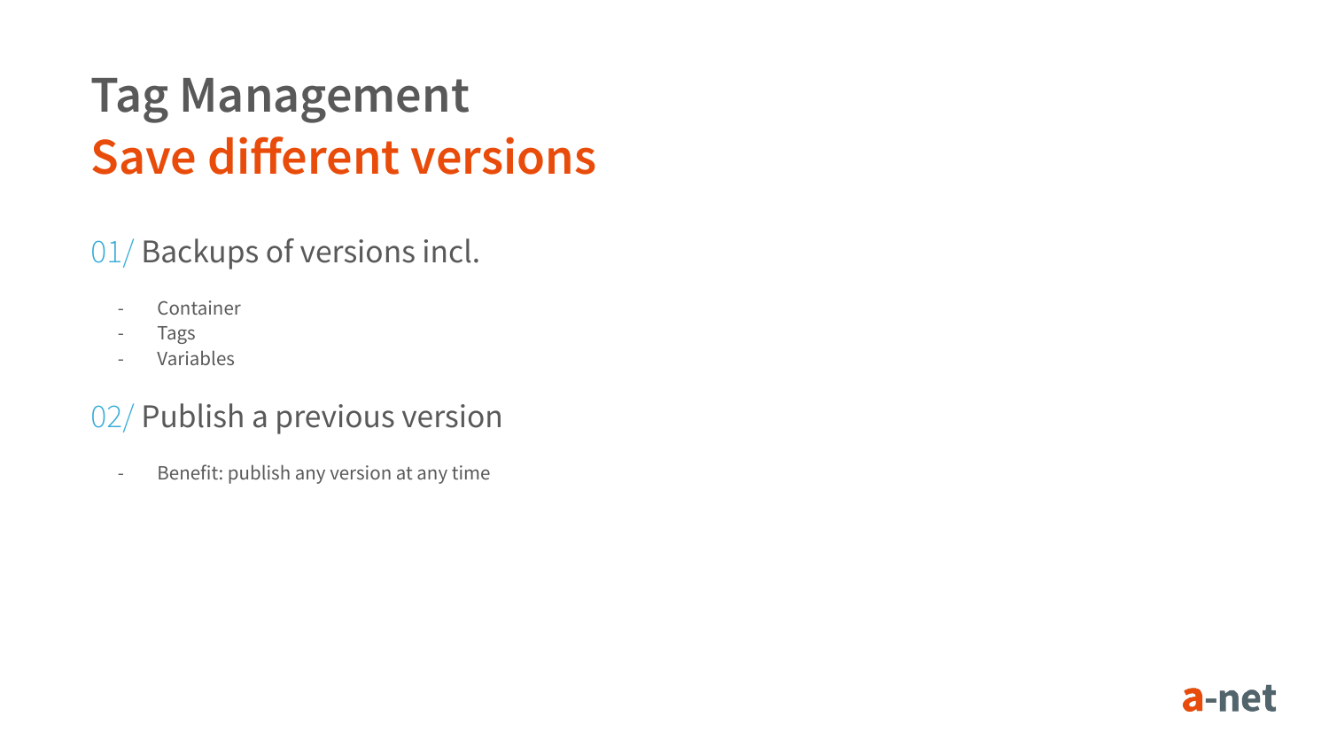# Tag Management
## Save different versions

### 01/ Backups of versions incl.

- Container
- Tags
- Variables

### 02/ Publish a previous version

- Benefit: publish any version at any time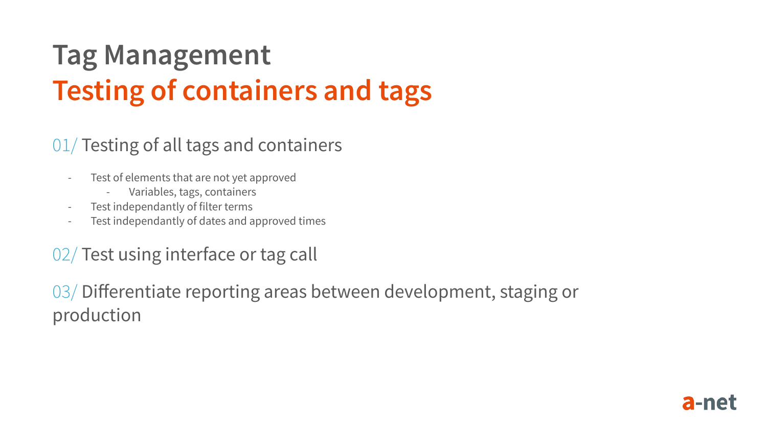# Tag Management
## Testing of containers and tags

01/ Testing of all tags and containers

- Test of elements that are not yet approved
  - Variables, tags, containers
- Test independantly of filter terms
- Test independantly of dates and approved times

02/ Test using interface or tag call

03/ Differentiate reporting areas between development, staging or production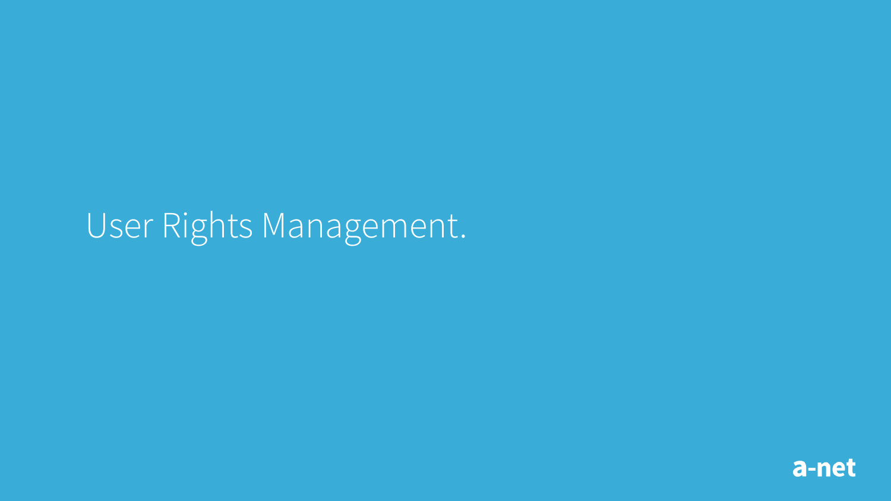# User Rights Management.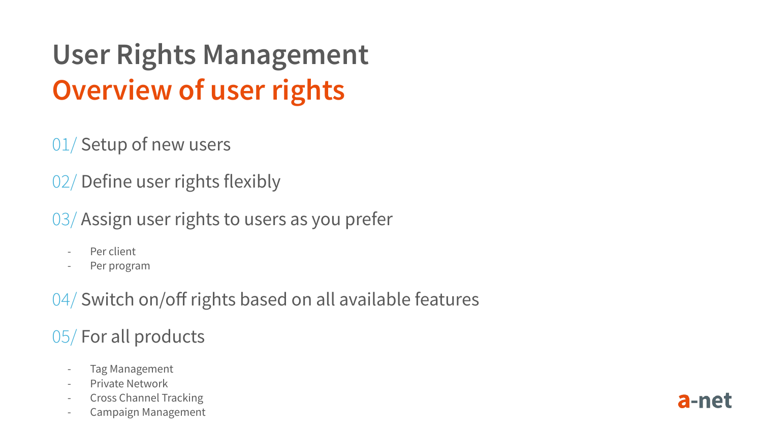# User Rights Management

## Overview of user rights

01/ Setup of new users

02/ Define user rights flexibly

03/ Assign user rights to users as you prefer

- Per client
- Per program

04/ Switch on/off rights based on all available features

05/ For all products

- Tag Management
- Private Network
- Cross Channel Tracking
- Campaign Management

a-net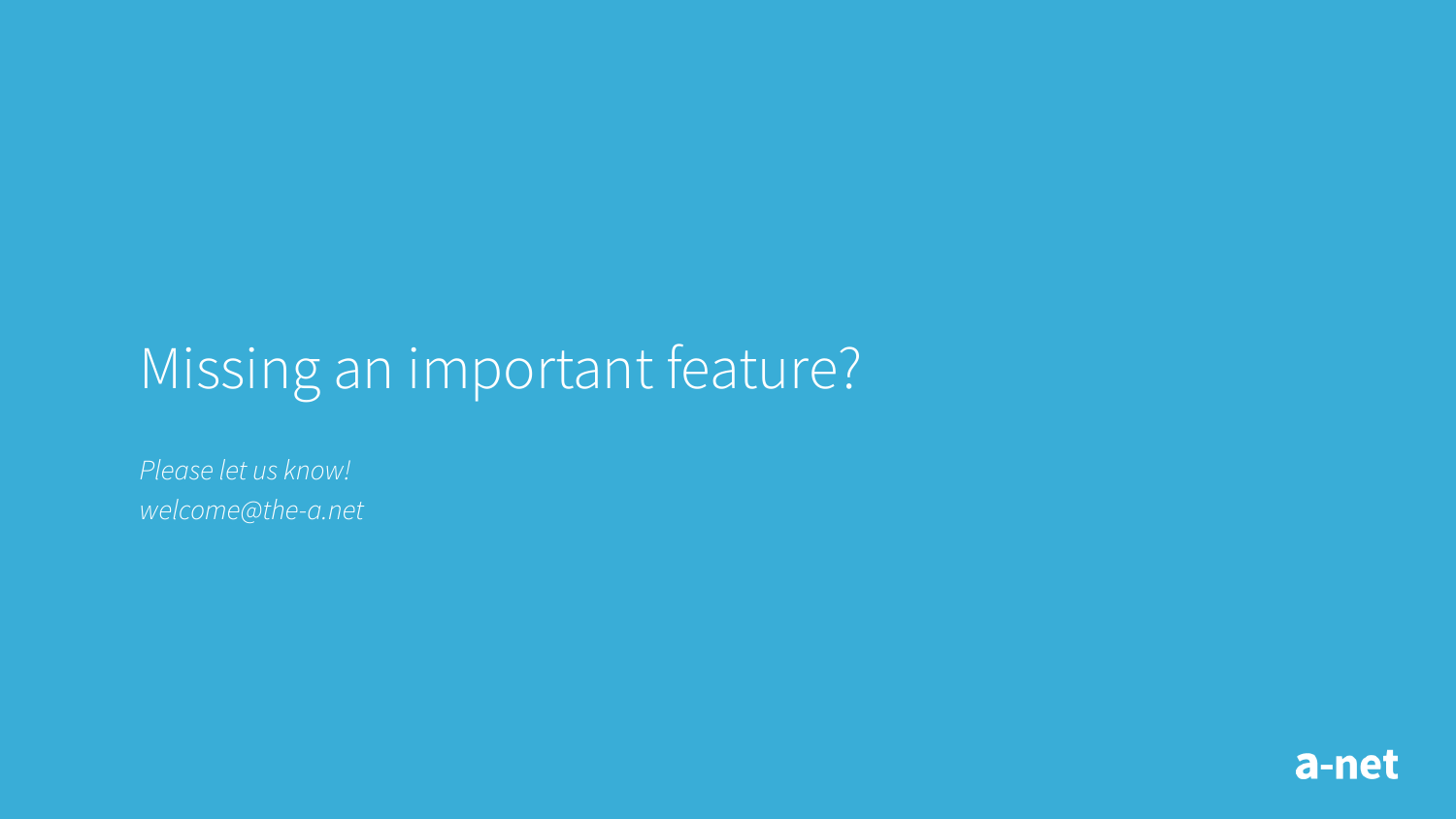# Missing an important feature?

*Please let us know!*
*welcome@the-a.net*

a-net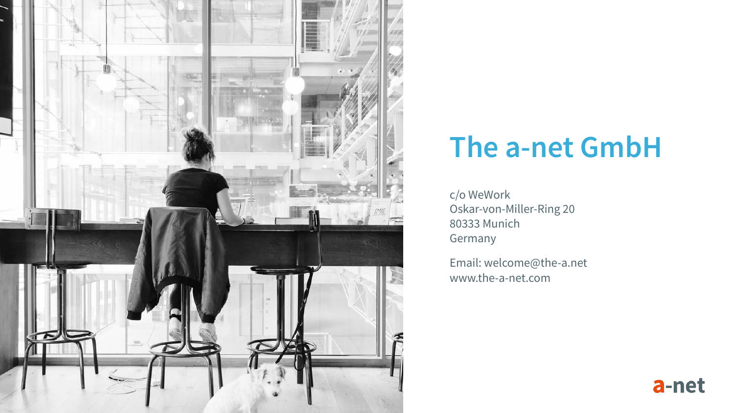# The a-net GmbH

c/o WeWork
Oskar-von-Miller-Ring 20
80333 Munich
Germany

Email: welcome@the-a.net
www.the-a-net.com

a-net